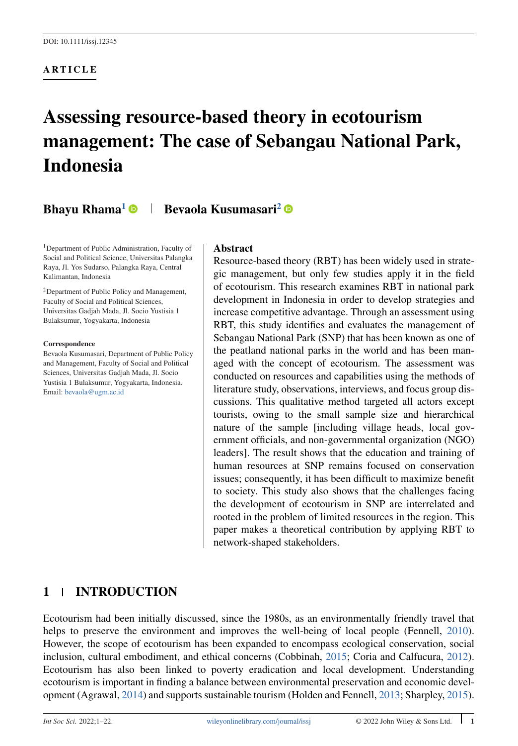DOI: 10.1111/issj.12345

**ARTICLE**

# Assessing resource-based theory in ecotourism management: The case of Sebangau National Park, Indonesia

**Bhayu Rhama**[1] | **Bevaola Kusumasari**[2]

[1]Department of Public Administration, Faculty of Social and Political Science, Universitas Palangka Raya, Jl. Yos Sudarso, Palangka Raya, Central Kalimantan, Indonesia

[2]Department of Public Policy and Management, Faculty of Social and Political Sciences, Universitas Gadjah Mada, Jl. Socio Yustisia 1 Bulaksumur, Yogyakarta, Indonesia

**Correspondence**
Bevaola Kusumasari, Department of Public Policy and Management, Faculty of Social and Political Sciences, Universitas Gadjah Mada, Jl. Socio Yustisia 1 Bulaksumur, Yogyakarta, Indonesia.
Email: bevaola@ugm.ac.id

## Abstract

Resource-based theory (RBT) has been widely used in strategic management, but only few studies apply it in the field of ecotourism. This research examines RBT in national park development in Indonesia in order to develop strategies and increase competitive advantage. Through an assessment using RBT, this study identifies and evaluates the management of Sebangau National Park (SNP) that has been known as one of the peatland national parks in the world and has been managed with the concept of ecotourism. The assessment was conducted on resources and capabilities using the methods of literature study, observations, interviews, and focus group discussions. This qualitative method targeted all actors except tourists, owing to the small sample size and hierarchical nature of the sample [including village heads, local government officials, and non-governmental organization (NGO) leaders]. The result shows that the education and training of human resources at SNP remains focused on conservation issues; consequently, it has been difficult to maximize benefit to society. This study also shows that the challenges facing the development of ecotourism in SNP are interrelated and rooted in the problem of limited resources in the region. This paper makes a theoretical contribution by applying RBT to network-shaped stakeholders.

## 1 | INTRODUCTION

Ecotourism had been initially discussed, since the 1980s, as an environmentally friendly travel that helps to preserve the environment and improves the well-being of local people (Fennell, 2010). However, the scope of ecotourism has been expanded to encompass ecological conservation, social inclusion, cultural embodiment, and ethical concerns (Cobbinah, 2015; Coria and Calfucura, 2012). Ecotourism has also been linked to poverty eradication and local development. Understanding ecotourism is important in finding a balance between environmental preservation and economic development (Agrawal, 2014) and supports sustainable tourism (Holden and Fennell, 2013; Sharpley, 2015).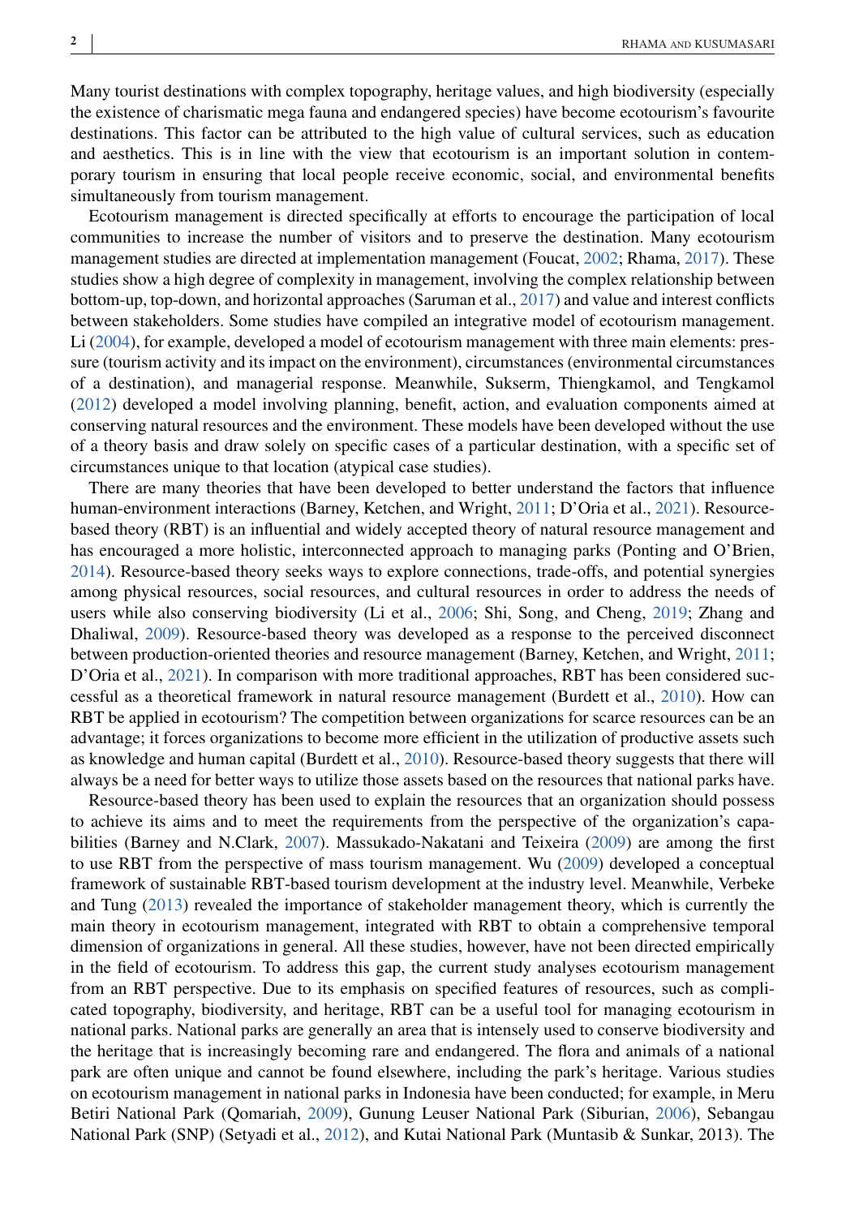Many tourist destinations with complex topography, heritage values, and high biodiversity (especially the existence of charismatic mega fauna and endangered species) have become ecotourism's favourite destinations. This factor can be attributed to the high value of cultural services, such as education and aesthetics. This is in line with the view that ecotourism is an important solution in contemporary tourism in ensuring that local people receive economic, social, and environmental benefits simultaneously from tourism management.

Ecotourism management is directed specifically at efforts to encourage the participation of local communities to increase the number of visitors and to preserve the destination. Many ecotourism management studies are directed at implementation management (Foucat, 2002; Rhama, 2017). These studies show a high degree of complexity in management, involving the complex relationship between bottom-up, top-down, and horizontal approaches (Saruman et al., 2017) and value and interest conflicts between stakeholders. Some studies have compiled an integrative model of ecotourism management. Li (2004), for example, developed a model of ecotourism management with three main elements: pressure (tourism activity and its impact on the environment), circumstances (environmental circumstances of a destination), and managerial response. Meanwhile, Sukserm, Thiengkamol, and Tengkamol (2012) developed a model involving planning, benefit, action, and evaluation components aimed at conserving natural resources and the environment. These models have been developed without the use of a theory basis and draw solely on specific cases of a particular destination, with a specific set of circumstances unique to that location (atypical case studies).

There are many theories that have been developed to better understand the factors that influence human-environment interactions (Barney, Ketchen, and Wright, 2011; D'Oria et al., 2021). Resource-based theory (RBT) is an influential and widely accepted theory of natural resource management and has encouraged a more holistic, interconnected approach to managing parks (Ponting and O'Brien, 2014). Resource-based theory seeks ways to explore connections, trade-offs, and potential synergies among physical resources, social resources, and cultural resources in order to address the needs of users while also conserving biodiversity (Li et al., 2006; Shi, Song, and Cheng, 2019; Zhang and Dhaliwal, 2009). Resource-based theory was developed as a response to the perceived disconnect between production-oriented theories and resource management (Barney, Ketchen, and Wright, 2011; D'Oria et al., 2021). In comparison with more traditional approaches, RBT has been considered successful as a theoretical framework in natural resource management (Burdett et al., 2010). How can RBT be applied in ecotourism? The competition between organizations for scarce resources can be an advantage; it forces organizations to become more efficient in the utilization of productive assets such as knowledge and human capital (Burdett et al., 2010). Resource-based theory suggests that there will always be a need for better ways to utilize those assets based on the resources that national parks have.

Resource-based theory has been used to explain the resources that an organization should possess to achieve its aims and to meet the requirements from the perspective of the organization's capabilities (Barney and N.Clark, 2007). Massukado-Nakatani and Teixeira (2009) are among the first to use RBT from the perspective of mass tourism management. Wu (2009) developed a conceptual framework of sustainable RBT-based tourism development at the industry level. Meanwhile, Verbeke and Tung (2013) revealed the importance of stakeholder management theory, which is currently the main theory in ecotourism management, integrated with RBT to obtain a comprehensive temporal dimension of organizations in general. All these studies, however, have not been directed empirically in the field of ecotourism. To address this gap, the current study analyses ecotourism management from an RBT perspective. Due to its emphasis on specified features of resources, such as complicated topography, biodiversity, and heritage, RBT can be a useful tool for managing ecotourism in national parks. National parks are generally an area that is intensely used to conserve biodiversity and the heritage that is increasingly becoming rare and endangered. The flora and animals of a national park are often unique and cannot be found elsewhere, including the park's heritage. Various studies on ecotourism management in national parks in Indonesia have been conducted; for example, in Meru Betiri National Park (Qomariah, 2009), Gunung Leuser National Park (Siburian, 2006), Sebangau National Park (SNP) (Setyadi et al., 2012), and Kutai National Park (Muntasib & Sunkar, 2013). The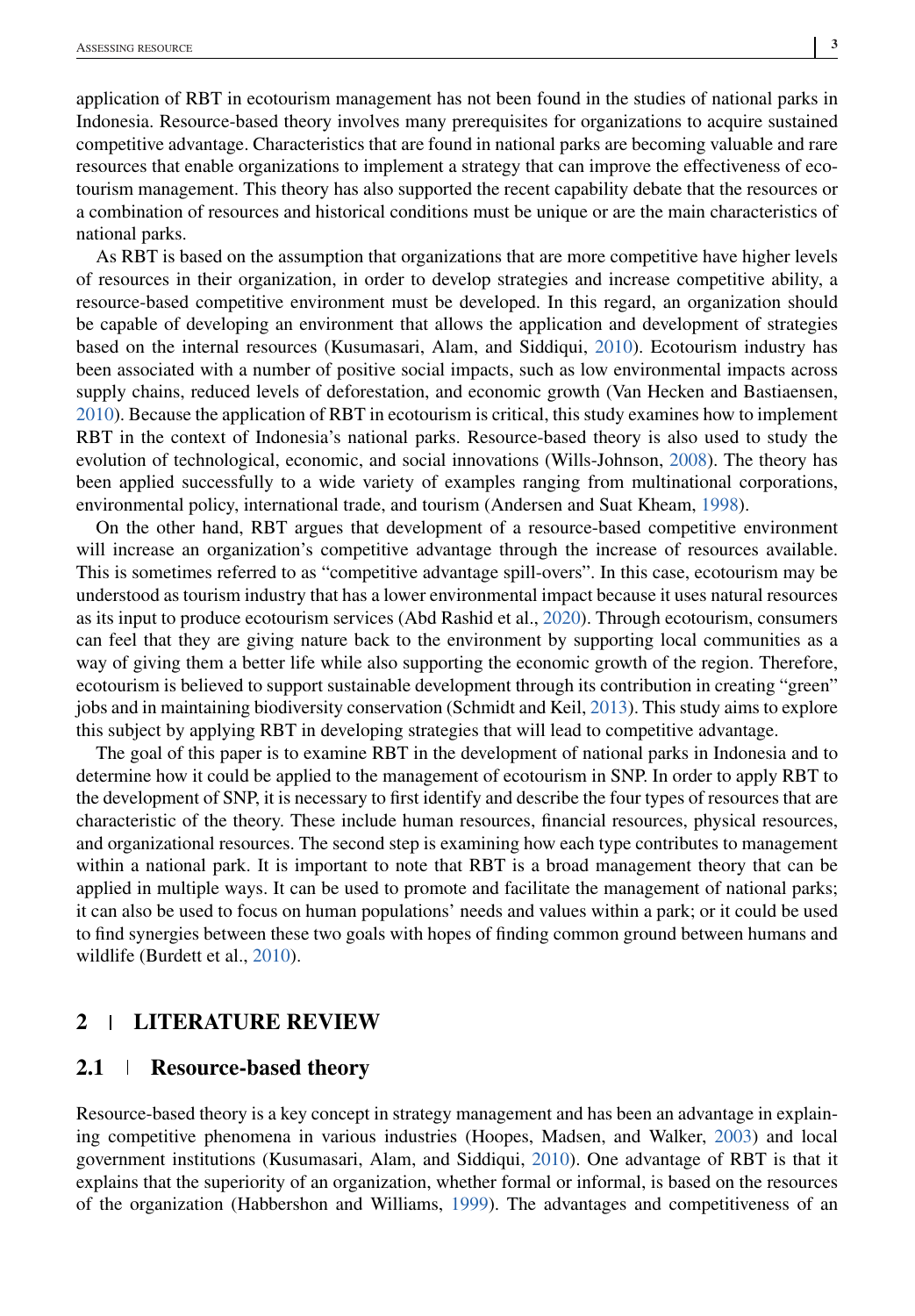application of RBT in ecotourism management has not been found in the studies of national parks in Indonesia. Resource-based theory involves many prerequisites for organizations to acquire sustained competitive advantage. Characteristics that are found in national parks are becoming valuable and rare resources that enable organizations to implement a strategy that can improve the effectiveness of ecotourism management. This theory has also supported the recent capability debate that the resources or a combination of resources and historical conditions must be unique or are the main characteristics of national parks.

As RBT is based on the assumption that organizations that are more competitive have higher levels of resources in their organization, in order to develop strategies and increase competitive ability, a resource-based competitive environment must be developed. In this regard, an organization should be capable of developing an environment that allows the application and development of strategies based on the internal resources (Kusumasari, Alam, and Siddiqui, 2010). Ecotourism industry has been associated with a number of positive social impacts, such as low environmental impacts across supply chains, reduced levels of deforestation, and economic growth (Van Hecken and Bastiaensen, 2010). Because the application of RBT in ecotourism is critical, this study examines how to implement RBT in the context of Indonesia's national parks. Resource-based theory is also used to study the evolution of technological, economic, and social innovations (Wills-Johnson, 2008). The theory has been applied successfully to a wide variety of examples ranging from multinational corporations, environmental policy, international trade, and tourism (Andersen and Suat Kheam, 1998).

On the other hand, RBT argues that development of a resource-based competitive environment will increase an organization's competitive advantage through the increase of resources available. This is sometimes referred to as "competitive advantage spill-overs". In this case, ecotourism may be understood as tourism industry that has a lower environmental impact because it uses natural resources as its input to produce ecotourism services (Abd Rashid et al., 2020). Through ecotourism, consumers can feel that they are giving nature back to the environment by supporting local communities as a way of giving them a better life while also supporting the economic growth of the region. Therefore, ecotourism is believed to support sustainable development through its contribution in creating "green" jobs and in maintaining biodiversity conservation (Schmidt and Keil, 2013). This study aims to explore this subject by applying RBT in developing strategies that will lead to competitive advantage.

The goal of this paper is to examine RBT in the development of national parks in Indonesia and to determine how it could be applied to the management of ecotourism in SNP. In order to apply RBT to the development of SNP, it is necessary to first identify and describe the four types of resources that are characteristic of the theory. These include human resources, financial resources, physical resources, and organizational resources. The second step is examining how each type contributes to management within a national park. It is important to note that RBT is a broad management theory that can be applied in multiple ways. It can be used to promote and facilitate the management of national parks; it can also be used to focus on human populations' needs and values within a park; or it could be used to find synergies between these two goals with hopes of finding common ground between humans and wildlife (Burdett et al., 2010).

## 2 | LITERATURE REVIEW

### 2.1 | Resource-based theory

Resource-based theory is a key concept in strategy management and has been an advantage in explaining competitive phenomena in various industries (Hoopes, Madsen, and Walker, 2003) and local government institutions (Kusumasari, Alam, and Siddiqui, 2010). One advantage of RBT is that it explains that the superiority of an organization, whether formal or informal, is based on the resources of the organization (Habbershon and Williams, 1999). The advantages and competitiveness of an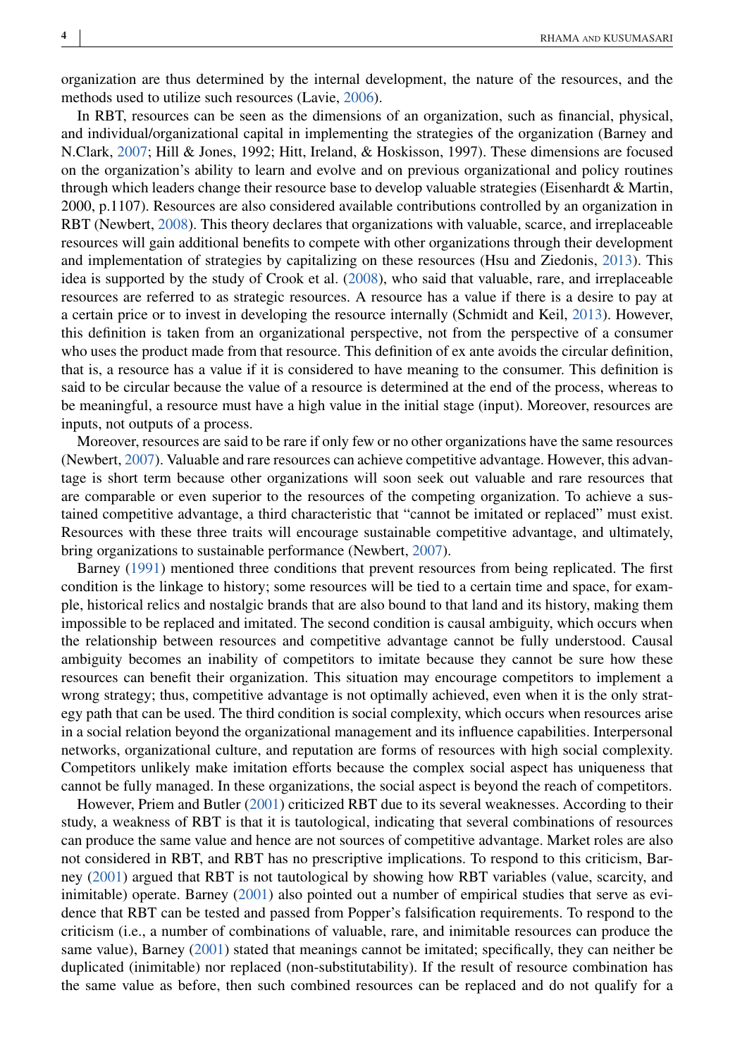organization are thus determined by the internal development, the nature of the resources, and the methods used to utilize such resources (Lavie, 2006).

In RBT, resources can be seen as the dimensions of an organization, such as financial, physical, and individual/organizational capital in implementing the strategies of the organization (Barney and N.Clark, 2007; Hill & Jones, 1992; Hitt, Ireland, & Hoskisson, 1997). These dimensions are focused on the organization's ability to learn and evolve and on previous organizational and policy routines through which leaders change their resource base to develop valuable strategies (Eisenhardt & Martin, 2000, p.1107). Resources are also considered available contributions controlled by an organization in RBT (Newbert, 2008). This theory declares that organizations with valuable, scarce, and irreplaceable resources will gain additional benefits to compete with other organizations through their development and implementation of strategies by capitalizing on these resources (Hsu and Ziedonis, 2013). This idea is supported by the study of Crook et al. (2008), who said that valuable, rare, and irreplaceable resources are referred to as strategic resources. A resource has a value if there is a desire to pay at a certain price or to invest in developing the resource internally (Schmidt and Keil, 2013). However, this definition is taken from an organizational perspective, not from the perspective of a consumer who uses the product made from that resource. This definition of ex ante avoids the circular definition, that is, a resource has a value if it is considered to have meaning to the consumer. This definition is said to be circular because the value of a resource is determined at the end of the process, whereas to be meaningful, a resource must have a high value in the initial stage (input). Moreover, resources are inputs, not outputs of a process.

Moreover, resources are said to be rare if only few or no other organizations have the same resources (Newbert, 2007). Valuable and rare resources can achieve competitive advantage. However, this advantage is short term because other organizations will soon seek out valuable and rare resources that are comparable or even superior to the resources of the competing organization. To achieve a sustained competitive advantage, a third characteristic that "cannot be imitated or replaced" must exist. Resources with these three traits will encourage sustainable competitive advantage, and ultimately, bring organizations to sustainable performance (Newbert, 2007).

Barney (1991) mentioned three conditions that prevent resources from being replicated. The first condition is the linkage to history; some resources will be tied to a certain time and space, for example, historical relics and nostalgic brands that are also bound to that land and its history, making them impossible to be replaced and imitated. The second condition is causal ambiguity, which occurs when the relationship between resources and competitive advantage cannot be fully understood. Causal ambiguity becomes an inability of competitors to imitate because they cannot be sure how these resources can benefit their organization. This situation may encourage competitors to implement a wrong strategy; thus, competitive advantage is not optimally achieved, even when it is the only strategy path that can be used. The third condition is social complexity, which occurs when resources arise in a social relation beyond the organizational management and its influence capabilities. Interpersonal networks, organizational culture, and reputation are forms of resources with high social complexity. Competitors unlikely make imitation efforts because the complex social aspect has uniqueness that cannot be fully managed. In these organizations, the social aspect is beyond the reach of competitors.

However, Priem and Butler (2001) criticized RBT due to its several weaknesses. According to their study, a weakness of RBT is that it is tautological, indicating that several combinations of resources can produce the same value and hence are not sources of competitive advantage. Market roles are also not considered in RBT, and RBT has no prescriptive implications. To respond to this criticism, Barney (2001) argued that RBT is not tautological by showing how RBT variables (value, scarcity, and inimitable) operate. Barney (2001) also pointed out a number of empirical studies that serve as evidence that RBT can be tested and passed from Popper's falsification requirements. To respond to the criticism (i.e., a number of combinations of valuable, rare, and inimitable resources can produce the same value), Barney (2001) stated that meanings cannot be imitated; specifically, they can neither be duplicated (inimitable) nor replaced (non-substitutability). If the result of resource combination has the same value as before, then such combined resources can be replaced and do not qualify for a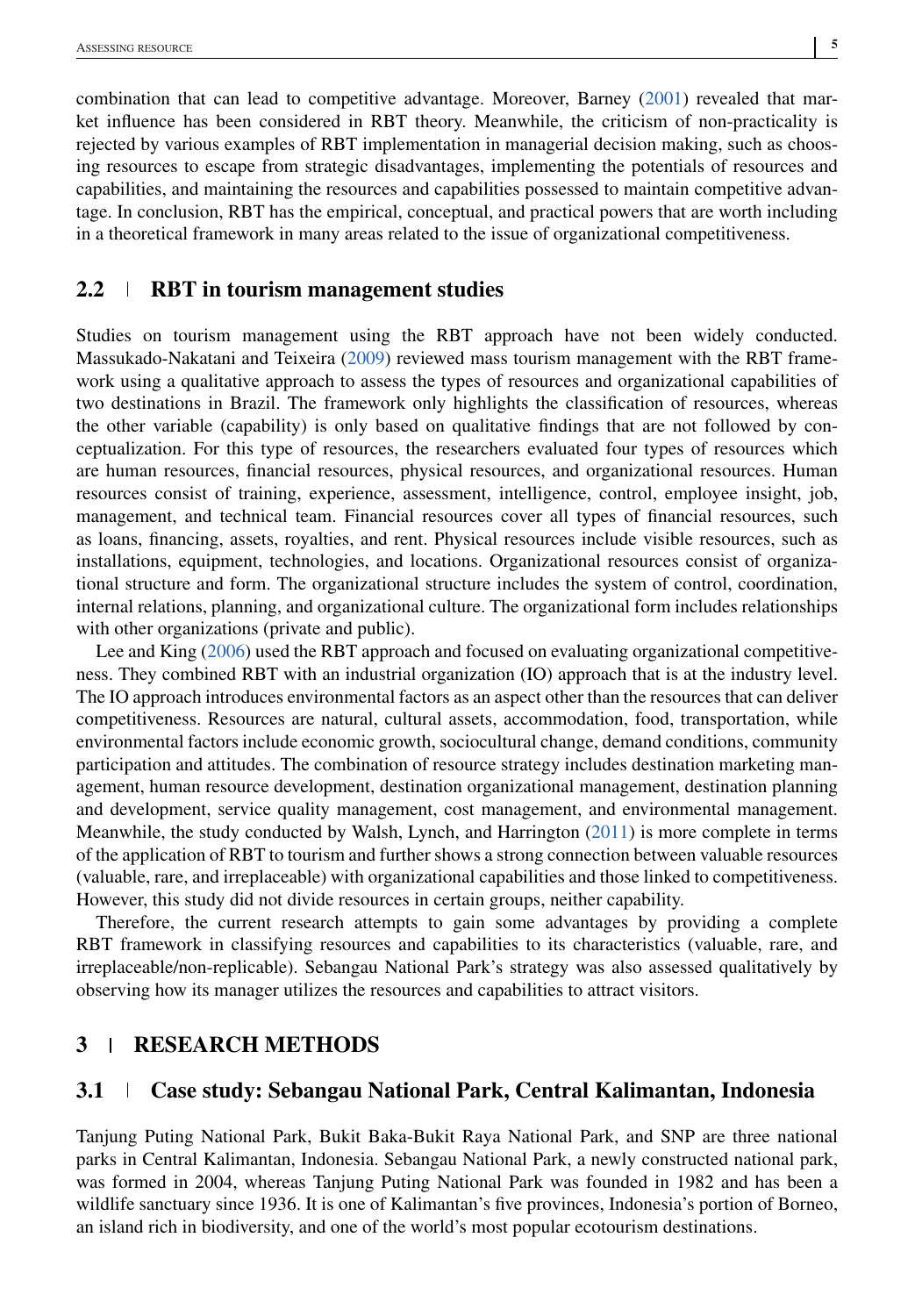combination that can lead to competitive advantage. Moreover, Barney (2001) revealed that market influence has been considered in RBT theory. Meanwhile, the criticism of non-practicality is rejected by various examples of RBT implementation in managerial decision making, such as choosing resources to escape from strategic disadvantages, implementing the potentials of resources and capabilities, and maintaining the resources and capabilities possessed to maintain competitive advantage. In conclusion, RBT has the empirical, conceptual, and practical powers that are worth including in a theoretical framework in many areas related to the issue of organizational competitiveness.

### 2.2 | RBT in tourism management studies

Studies on tourism management using the RBT approach have not been widely conducted. Massukado-Nakatani and Teixeira (2009) reviewed mass tourism management with the RBT framework using a qualitative approach to assess the types of resources and organizational capabilities of two destinations in Brazil. The framework only highlights the classification of resources, whereas the other variable (capability) is only based on qualitative findings that are not followed by conceptualization. For this type of resources, the researchers evaluated four types of resources which are human resources, financial resources, physical resources, and organizational resources. Human resources consist of training, experience, assessment, intelligence, control, employee insight, job, management, and technical team. Financial resources cover all types of financial resources, such as loans, financing, assets, royalties, and rent. Physical resources include visible resources, such as installations, equipment, technologies, and locations. Organizational resources consist of organizational structure and form. The organizational structure includes the system of control, coordination, internal relations, planning, and organizational culture. The organizational form includes relationships with other organizations (private and public).

Lee and King (2006) used the RBT approach and focused on evaluating organizational competitiveness. They combined RBT with an industrial organization (IO) approach that is at the industry level. The IO approach introduces environmental factors as an aspect other than the resources that can deliver competitiveness. Resources are natural, cultural assets, accommodation, food, transportation, while environmental factors include economic growth, sociocultural change, demand conditions, community participation and attitudes. The combination of resource strategy includes destination marketing management, human resource development, destination organizational management, destination planning and development, service quality management, cost management, and environmental management. Meanwhile, the study conducted by Walsh, Lynch, and Harrington (2011) is more complete in terms of the application of RBT to tourism and further shows a strong connection between valuable resources (valuable, rare, and irreplaceable) with organizational capabilities and those linked to competitiveness. However, this study did not divide resources in certain groups, neither capability.

Therefore, the current research attempts to gain some advantages by providing a complete RBT framework in classifying resources and capabilities to its characteristics (valuable, rare, and irreplaceable/non-replicable). Sebangau National Park's strategy was also assessed qualitatively by observing how its manager utilizes the resources and capabilities to attract visitors.

## 3 | RESEARCH METHODS

### 3.1 | Case study: Sebangau National Park, Central Kalimantan, Indonesia

Tanjung Puting National Park, Bukit Baka-Bukit Raya National Park, and SNP are three national parks in Central Kalimantan, Indonesia. Sebangau National Park, a newly constructed national park, was formed in 2004, whereas Tanjung Puting National Park was founded in 1982 and has been a wildlife sanctuary since 1936. It is one of Kalimantan's five provinces, Indonesia's portion of Borneo, an island rich in biodiversity, and one of the world's most popular ecotourism destinations.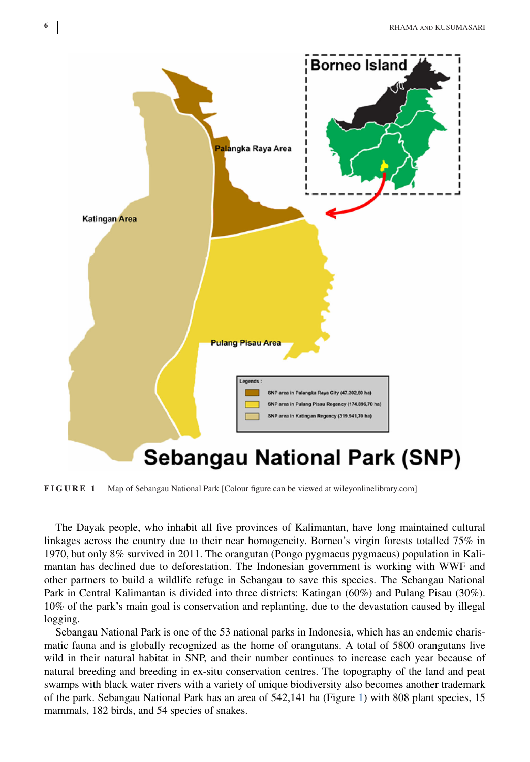FIGURE 1 Map of Sebangau National Park [Colour figure can be viewed at wileyonlinelibrary.com]

The Dayak people, who inhabit all five provinces of Kalimantan, have long maintained cultural linkages across the country due to their near homogeneity. Borneo's virgin forests totalled 75% in 1970, but only 8% survived in 2011. The orangutan (Pongo pygmaeus pygmaeus) population in Kalimantan has declined due to deforestation. The Indonesian government is working with WWF and other partners to build a wildlife refuge in Sebangau to save this species. The Sebangau National Park in Central Kalimantan is divided into three districts: Katingan (60%) and Pulang Pisau (30%). 10% of the park's main goal is conservation and replanting, due to the devastation caused by illegal logging.

Sebangau National Park is one of the 53 national parks in Indonesia, which has an endemic charismatic fauna and is globally recognized as the home of orangutans. A total of 5800 orangutans live wild in their natural habitat in SNP, and their number continues to increase each year because of natural breeding and breeding in ex-situ conservation centres. The topography of the land and peat swamps with black water rivers with a variety of unique biodiversity also becomes another trademark of the park. Sebangau National Park has an area of 542,141 ha (Figure 1) with 808 plant species, 15 mammals, 182 birds, and 54 species of snakes.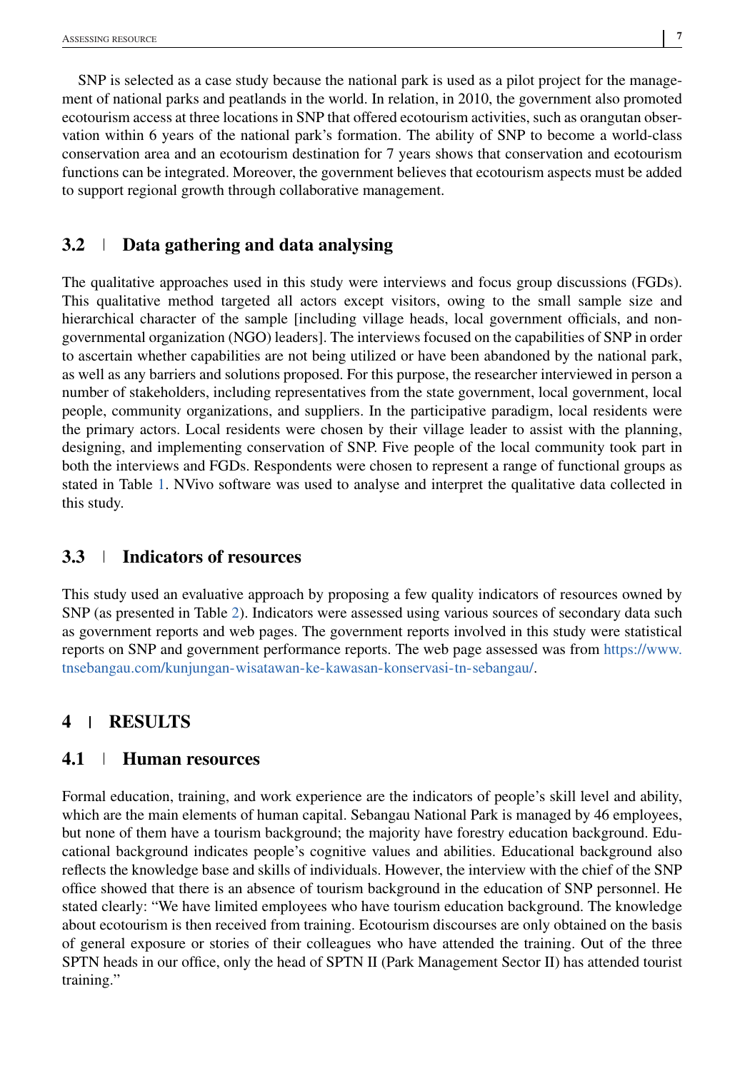SNP is selected as a case study because the national park is used as a pilot project for the management of national parks and peatlands in the world. In relation, in 2010, the government also promoted ecotourism access at three locations in SNP that offered ecotourism activities, such as orangutan observation within 6 years of the national park's formation. The ability of SNP to become a world-class conservation area and an ecotourism destination for 7 years shows that conservation and ecotourism functions can be integrated. Moreover, the government believes that ecotourism aspects must be added to support regional growth through collaborative management.

### 3.2 | Data gathering and data analysing

The qualitative approaches used in this study were interviews and focus group discussions (FGDs). This qualitative method targeted all actors except visitors, owing to the small sample size and hierarchical character of the sample [including village heads, local government officials, and non-governmental organization (NGO) leaders]. The interviews focused on the capabilities of SNP in order to ascertain whether capabilities are not being utilized or have been abandoned by the national park, as well as any barriers and solutions proposed. For this purpose, the researcher interviewed in person a number of stakeholders, including representatives from the state government, local government, local people, community organizations, and suppliers. In the participative paradigm, local residents were the primary actors. Local residents were chosen by their village leader to assist with the planning, designing, and implementing conservation of SNP. Five people of the local community took part in both the interviews and FGDs. Respondents were chosen to represent a range of functional groups as stated in Table 1. NVivo software was used to analyse and interpret the qualitative data collected in this study.

### 3.3 | Indicators of resources

This study used an evaluative approach by proposing a few quality indicators of resources owned by SNP (as presented in Table 2). Indicators were assessed using various sources of secondary data such as government reports and web pages. The government reports involved in this study were statistical reports on SNP and government performance reports. The web page assessed was from https://www.tnsebangau.com/kunjungan-wisatawan-ke-kawasan-konservasi-tn-sebangau/.

## 4 | RESULTS

### 4.1 | Human resources

Formal education, training, and work experience are the indicators of people's skill level and ability, which are the main elements of human capital. Sebangau National Park is managed by 46 employees, but none of them have a tourism background; the majority have forestry education background. Educational background indicates people's cognitive values and abilities. Educational background also reflects the knowledge base and skills of individuals. However, the interview with the chief of the SNP office showed that there is an absence of tourism background in the education of SNP personnel. He stated clearly: "We have limited employees who have tourism education background. The knowledge about ecotourism is then received from training. Ecotourism discourses are only obtained on the basis of general exposure or stories of their colleagues who have attended the training. Out of the three SPTN heads in our office, only the head of SPTN II (Park Management Sector II) has attended tourist training."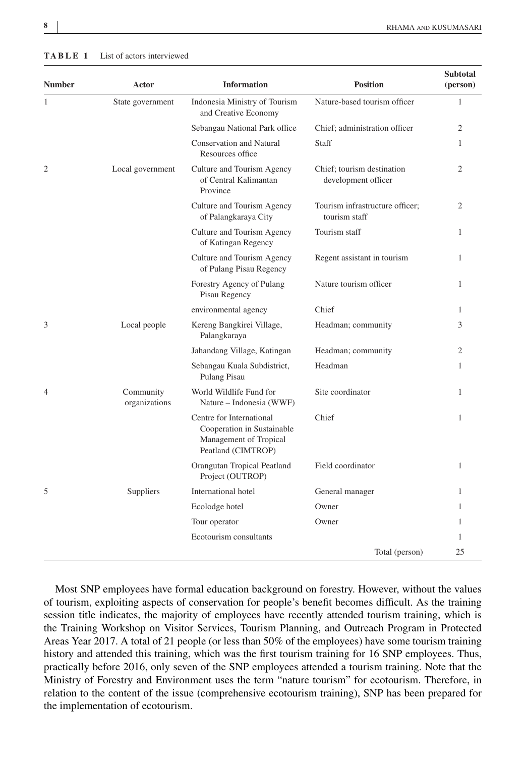**TABLE 1** List of actors interviewed

| Number | Actor | Information | Position | Subtotal (person) |
|---|---|---|---|---|
| 1 | State government | Indonesia Ministry of Tourism and Creative Economy | Nature-based tourism officer | 1 |
| | | Sebangau National Park office | Chief; administration officer | 2 |
| | | Conservation and Natural Resources office | Staff | 1 |
| 2 | Local government | Culture and Tourism Agency of Central Kalimantan Province | Chief; tourism destination development officer | 2 |
| | | Culture and Tourism Agency of Palangkaraya City | Tourism infrastructure officer; tourism staff | 2 |
| | | Culture and Tourism Agency of Katingan Regency | Tourism staff | 1 |
| | | Culture and Tourism Agency of Pulang Pisau Regency | Regent assistant in tourism | 1 |
| | | Forestry Agency of Pulang Pisau Regency | Nature tourism officer | 1 |
| | | environmental agency | Chief | 1 |
| 3 | Local people | Kereng Bangkirei Village, Palangkaraya | Headman; community | 3 |
| | | Jahandang Village, Katingan | Headman; community | 2 |
| | | Sebangau Kuala Subdistrict, Pulang Pisau | Headman | 1 |
| 4 | Community organizations | World Wildlife Fund for Nature – Indonesia (WWF) | Site coordinator | 1 |
| | | Centre for International Cooperation in Sustainable Management of Tropical Peatland (CIMTROP) | Chief | 1 |
| | | Orangutan Tropical Peatland Project (OUTROP) | Field coordinator | 1 |
| 5 | Suppliers | International hotel | General manager | 1 |
| | | Ecolodge hotel | Owner | 1 |
| | | Tour operator | Owner | 1 |
| | | Ecotourism consultants | | 1 |
| | | | Total (person) | 25 |

Most SNP employees have formal education background on forestry. However, without the values of tourism, exploiting aspects of conservation for people's benefit becomes difficult. As the training session title indicates, the majority of employees have recently attended tourism training, which is the Training Workshop on Visitor Services, Tourism Planning, and Outreach Program in Protected Areas Year 2017. A total of 21 people (or less than 50% of the employees) have some tourism training history and attended this training, which was the first tourism training for 16 SNP employees. Thus, practically before 2016, only seven of the SNP employees attended a tourism training. Note that the Ministry of Forestry and Environment uses the term "nature tourism" for ecotourism. Therefore, in relation to the content of the issue (comprehensive ecotourism training), SNP has been prepared for the implementation of ecotourism.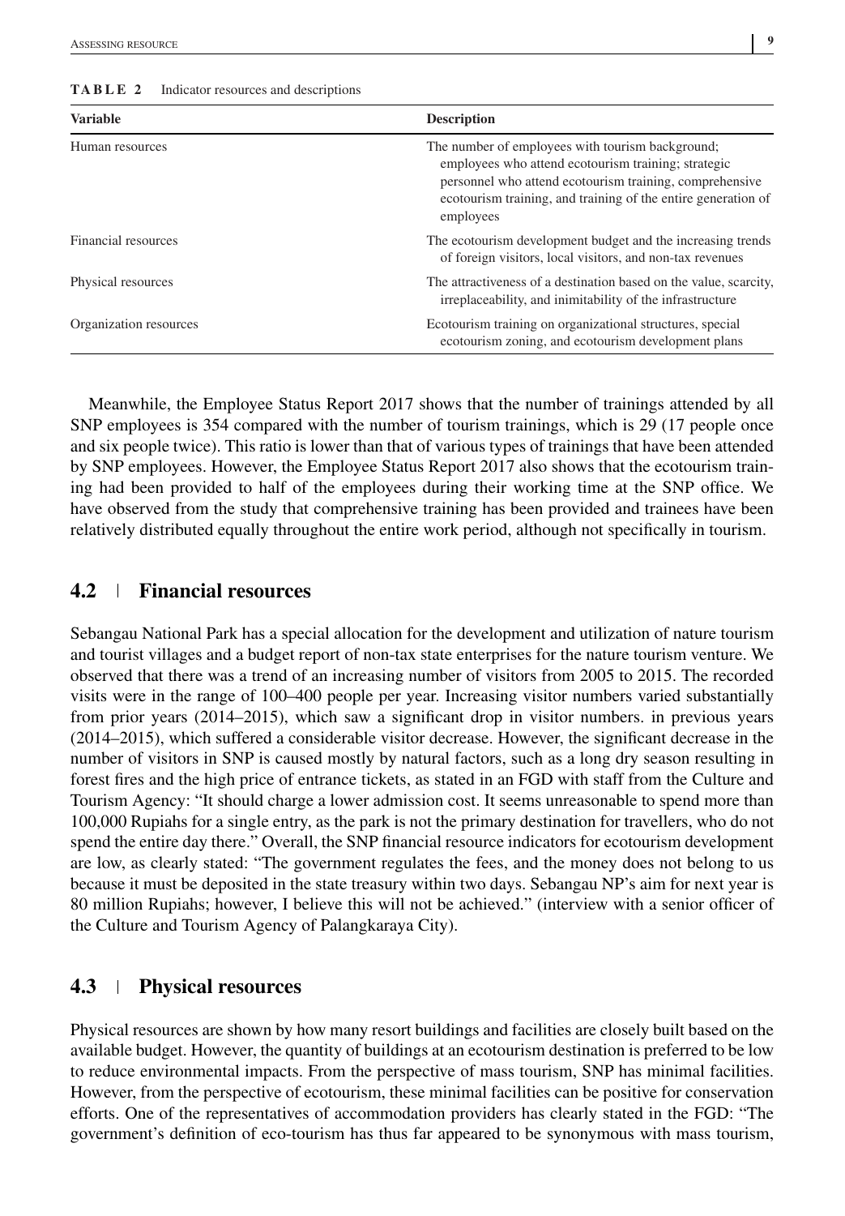**TABLE 2** Indicator resources and descriptions

| Variable | Description |
| --- | --- |
| Human resources | The number of employees with tourism background; employees who attend ecotourism training; strategic personnel who attend ecotourism training, comprehensive ecotourism training, and training of the entire generation of employees |
| Financial resources | The ecotourism development budget and the increasing trends of foreign visitors, local visitors, and non-tax revenues |
| Physical resources | The attractiveness of a destination based on the value, scarcity, irreplaceability, and inimitability of the infrastructure |
| Organization resources | Ecotourism training on organizational structures, special ecotourism zoning, and ecotourism development plans |

Meanwhile, the Employee Status Report 2017 shows that the number of trainings attended by all SNP employees is 354 compared with the number of tourism trainings, which is 29 (17 people once and six people twice). This ratio is lower than that of various types of trainings that have been attended by SNP employees. However, the Employee Status Report 2017 also shows that the ecotourism training had been provided to half of the employees during their working time at the SNP office. We have observed from the study that comprehensive training has been provided and trainees have been relatively distributed equally throughout the entire work period, although not specifically in tourism.

## 4.2 | Financial resources

Sebangau National Park has a special allocation for the development and utilization of nature tourism and tourist villages and a budget report of non-tax state enterprises for the nature tourism venture. We observed that there was a trend of an increasing number of visitors from 2005 to 2015. The recorded visits were in the range of 100–400 people per year. Increasing visitor numbers varied substantially from prior years (2014–2015), which saw a significant drop in visitor numbers. in previous years (2014–2015), which suffered a considerable visitor decrease. However, the significant decrease in the number of visitors in SNP is caused mostly by natural factors, such as a long dry season resulting in forest fires and the high price of entrance tickets, as stated in an FGD with staff from the Culture and Tourism Agency: "It should charge a lower admission cost. It seems unreasonable to spend more than 100,000 Rupiahs for a single entry, as the park is not the primary destination for travellers, who do not spend the entire day there." Overall, the SNP financial resource indicators for ecotourism development are low, as clearly stated: "The government regulates the fees, and the money does not belong to us because it must be deposited in the state treasury within two days. Sebangau NP's aim for next year is 80 million Rupiahs; however, I believe this will not be achieved." (interview with a senior officer of the Culture and Tourism Agency of Palangkaraya City).

## 4.3 | Physical resources

Physical resources are shown by how many resort buildings and facilities are closely built based on the available budget. However, the quantity of buildings at an ecotourism destination is preferred to be low to reduce environmental impacts. From the perspective of mass tourism, SNP has minimal facilities. However, from the perspective of ecotourism, these minimal facilities can be positive for conservation efforts. One of the representatives of accommodation providers has clearly stated in the FGD: "The government's definition of eco-tourism has thus far appeared to be synonymous with mass tourism,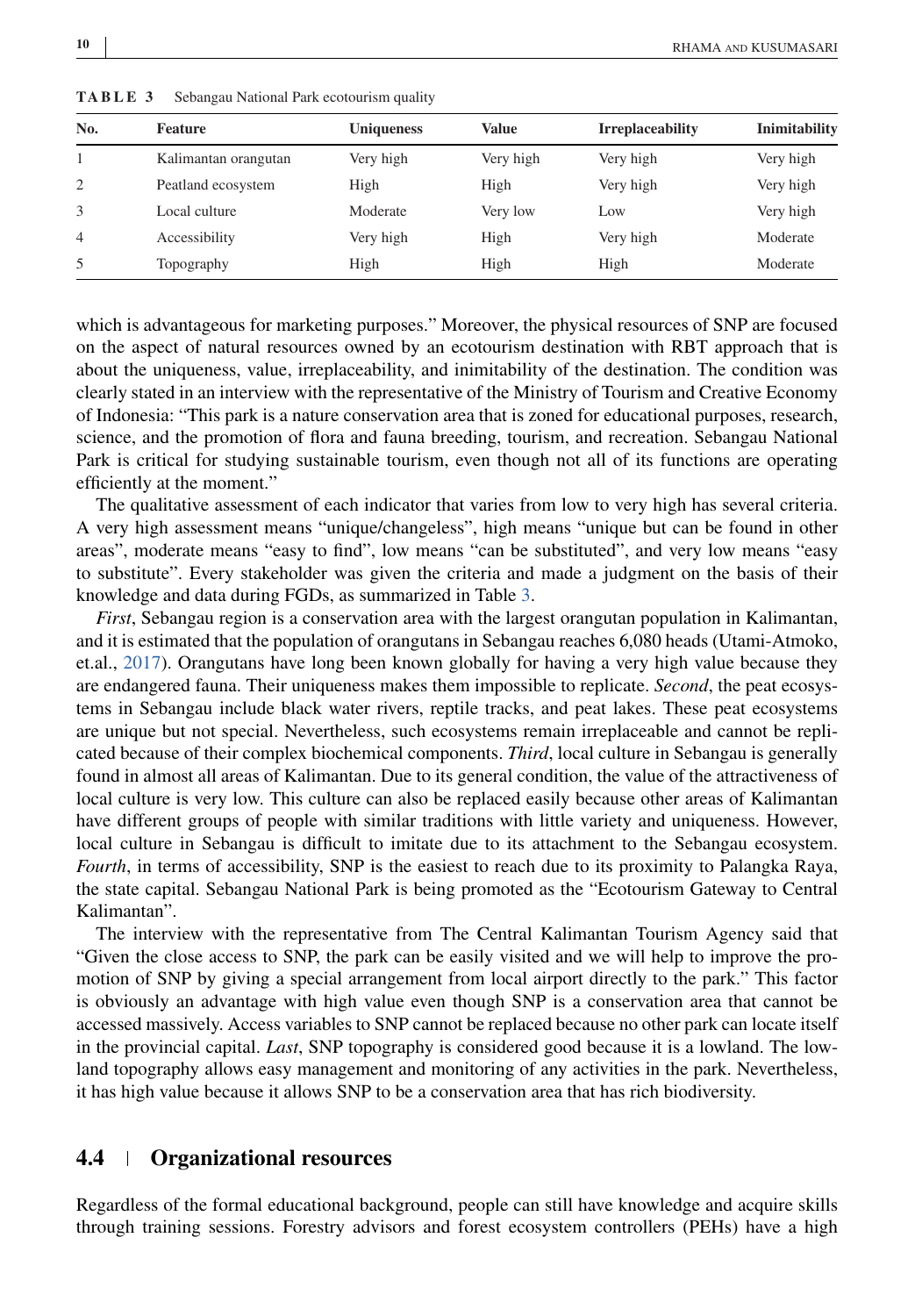**TABLE 3** Sebangau National Park ecotourism quality

| No. | Feature | Uniqueness | Value | Irreplaceability | Inimitability |
|---|---|---|---|---|---|
| 1 | Kalimantan orangutan | Very high | Very high | Very high | Very high |
| 2 | Peatland ecosystem | High | High | Very high | Very high |
| 3 | Local culture | Moderate | Very low | Low | Very high |
| 4 | Accessibility | Very high | High | Very high | Moderate |
| 5 | Topography | High | High | High | Moderate |

which is advantageous for marketing purposes." Moreover, the physical resources of SNP are focused on the aspect of natural resources owned by an ecotourism destination with RBT approach that is about the uniqueness, value, irreplaceability, and inimitability of the destination. The condition was clearly stated in an interview with the representative of the Ministry of Tourism and Creative Economy of Indonesia: "This park is a nature conservation area that is zoned for educational purposes, research, science, and the promotion of flora and fauna breeding, tourism, and recreation. Sebangau National Park is critical for studying sustainable tourism, even though not all of its functions are operating efficiently at the moment."

The qualitative assessment of each indicator that varies from low to very high has several criteria. A very high assessment means "unique/changeless", high means "unique but can be found in other areas", moderate means "easy to find", low means "can be substituted", and very low means "easy to substitute". Every stakeholder was given the criteria and made a judgment on the basis of their knowledge and data during FGDs, as summarized in Table 3.

*First*, Sebangau region is a conservation area with the largest orangutan population in Kalimantan, and it is estimated that the population of orangutans in Sebangau reaches 6,080 heads (Utami-Atmoko, et.al., 2017). Orangutans have long been known globally for having a very high value because they are endangered fauna. Their uniqueness makes them impossible to replicate. *Second*, the peat ecosystems in Sebangau include black water rivers, reptile tracks, and peat lakes. These peat ecosystems are unique but not special. Nevertheless, such ecosystems remain irreplaceable and cannot be replicated because of their complex biochemical components. *Third*, local culture in Sebangau is generally found in almost all areas of Kalimantan. Due to its general condition, the value of the attractiveness of local culture is very low. This culture can also be replaced easily because other areas of Kalimantan have different groups of people with similar traditions with little variety and uniqueness. However, local culture in Sebangau is difficult to imitate due to its attachment to the Sebangau ecosystem. *Fourth*, in terms of accessibility, SNP is the easiest to reach due to its proximity to Palangka Raya, the state capital. Sebangau National Park is being promoted as the "Ecotourism Gateway to Central Kalimantan".

The interview with the representative from The Central Kalimantan Tourism Agency said that "Given the close access to SNP, the park can be easily visited and we will help to improve the promotion of SNP by giving a special arrangement from local airport directly to the park." This factor is obviously an advantage with high value even though SNP is a conservation area that cannot be accessed massively. Access variables to SNP cannot be replaced because no other park can locate itself in the provincial capital. *Last*, SNP topography is considered good because it is a lowland. The lowland topography allows easy management and monitoring of any activities in the park. Nevertheless, it has high value because it allows SNP to be a conservation area that has rich biodiversity.

## 4.4 Organizational resources

Regardless of the formal educational background, people can still have knowledge and acquire skills through training sessions. Forestry advisors and forest ecosystem controllers (PEHs) have a high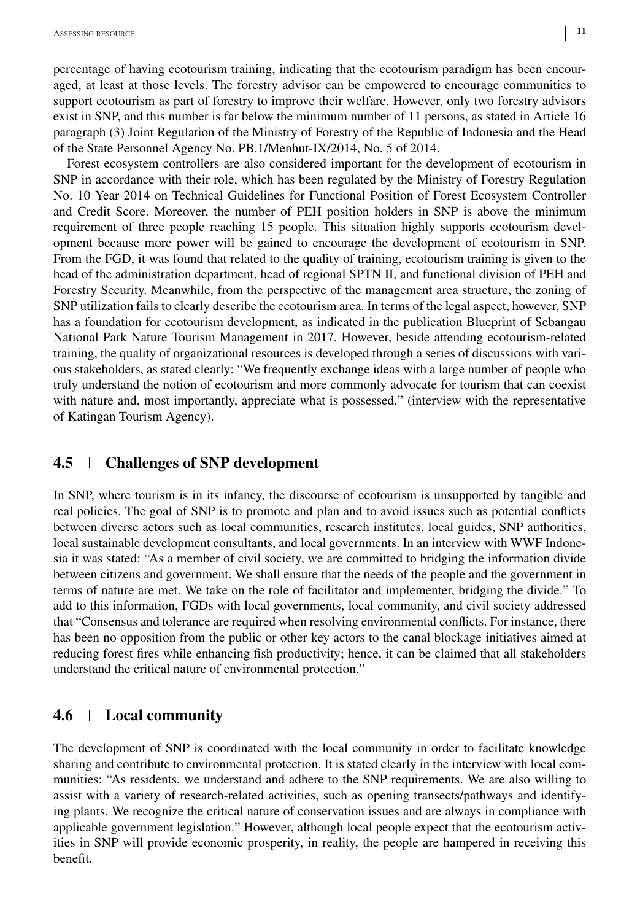percentage of having ecotourism training, indicating that the ecotourism paradigm has been encouraged, at least at those levels. The forestry advisor can be empowered to encourage communities to support ecotourism as part of forestry to improve their welfare. However, only two forestry advisors exist in SNP, and this number is far below the minimum number of 11 persons, as stated in Article 16 paragraph (3) Joint Regulation of the Ministry of Forestry of the Republic of Indonesia and the Head of the State Personnel Agency No. PB.1/Menhut-IX/2014, No. 5 of 2014.

Forest ecosystem controllers are also considered important for the development of ecotourism in SNP in accordance with their role, which has been regulated by the Ministry of Forestry Regulation No. 10 Year 2014 on Technical Guidelines for Functional Position of Forest Ecosystem Controller and Credit Score. Moreover, the number of PEH position holders in SNP is above the minimum requirement of three people reaching 15 people. This situation highly supports ecotourism development because more power will be gained to encourage the development of ecotourism in SNP. From the FGD, it was found that related to the quality of training, ecotourism training is given to the head of the administration department, head of regional SPTN II, and functional division of PEH and Forestry Security. Meanwhile, from the perspective of the management area structure, the zoning of SNP utilization fails to clearly describe the ecotourism area. In terms of the legal aspect, however, SNP has a foundation for ecotourism development, as indicated in the publication Blueprint of Sebangau National Park Nature Tourism Management in 2017. However, beside attending ecotourism-related training, the quality of organizational resources is developed through a series of discussions with various stakeholders, as stated clearly: "We frequently exchange ideas with a large number of people who truly understand the notion of ecotourism and more commonly advocate for tourism that can coexist with nature and, most importantly, appreciate what is possessed." (interview with the representative of Katingan Tourism Agency).

## 4.5 | Challenges of SNP development

In SNP, where tourism is in its infancy, the discourse of ecotourism is unsupported by tangible and real policies. The goal of SNP is to promote and plan and to avoid issues such as potential conflicts between diverse actors such as local communities, research institutes, local guides, SNP authorities, local sustainable development consultants, and local governments. In an interview with WWF Indonesia it was stated: "As a member of civil society, we are committed to bridging the information divide between citizens and government. We shall ensure that the needs of the people and the government in terms of nature are met. We take on the role of facilitator and implementer, bridging the divide." To add to this information, FGDs with local governments, local community, and civil society addressed that "Consensus and tolerance are required when resolving environmental conflicts. For instance, there has been no opposition from the public or other key actors to the canal blockage initiatives aimed at reducing forest fires while enhancing fish productivity; hence, it can be claimed that all stakeholders understand the critical nature of environmental protection."

## 4.6 | Local community

The development of SNP is coordinated with the local community in order to facilitate knowledge sharing and contribute to environmental protection. It is stated clearly in the interview with local communities: "As residents, we understand and adhere to the SNP requirements. We are also willing to assist with a variety of research-related activities, such as opening transects/pathways and identifying plants. We recognize the critical nature of conservation issues and are always in compliance with applicable government legislation." However, although local people expect that the ecotourism activities in SNP will provide economic prosperity, in reality, the people are hampered in receiving this benefit.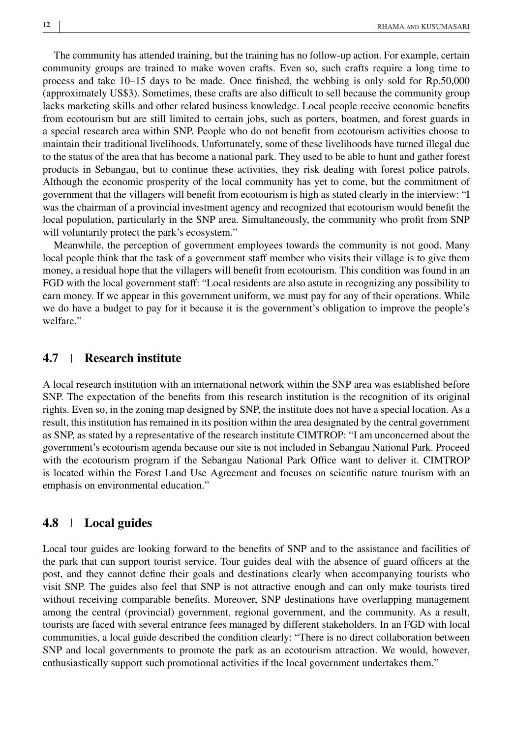The community has attended training, but the training has no follow-up action. For example, certain community groups are trained to make woven crafts. Even so, such crafts require a long time to process and take 10–15 days to be made. Once finished, the webbing is only sold for Rp.50,000 (approximately US$3). Sometimes, these crafts are also difficult to sell because the community group lacks marketing skills and other related business knowledge. Local people receive economic benefits from ecotourism but are still limited to certain jobs, such as porters, boatmen, and forest guards in a special research area within SNP. People who do not benefit from ecotourism activities choose to maintain their traditional livelihoods. Unfortunately, some of these livelihoods have turned illegal due to the status of the area that has become a national park. They used to be able to hunt and gather forest products in Sebangau, but to continue these activities, they risk dealing with forest police patrols. Although the economic prosperity of the local community has yet to come, but the commitment of government that the villagers will benefit from ecotourism is high as stated clearly in the interview: "I was the chairman of a provincial investment agency and recognized that ecotourism would benefit the local population, particularly in the SNP area. Simultaneously, the community who profit from SNP will voluntarily protect the park's ecosystem."

Meanwhile, the perception of government employees towards the community is not good. Many local people think that the task of a government staff member who visits their village is to give them money, a residual hope that the villagers will benefit from ecotourism. This condition was found in an FGD with the local government staff: "Local residents are also astute in recognizing any possibility to earn money. If we appear in this government uniform, we must pay for any of their operations. While we do have a budget to pay for it because it is the government's obligation to improve the people's welfare."

## 4.7 | Research institute

A local research institution with an international network within the SNP area was established before SNP. The expectation of the benefits from this research institution is the recognition of its original rights. Even so, in the zoning map designed by SNP, the institute does not have a special location. As a result, this institution has remained in its position within the area designated by the central government as SNP, as stated by a representative of the research institute CIMTROP: "I am unconcerned about the government's ecotourism agenda because our site is not included in Sebangau National Park. Proceed with the ecotourism program if the Sebangau National Park Office want to deliver it. CIMTROP is located within the Forest Land Use Agreement and focuses on scientific nature tourism with an emphasis on environmental education."

## 4.8 | Local guides

Local tour guides are looking forward to the benefits of SNP and to the assistance and facilities of the park that can support tourist service. Tour guides deal with the absence of guard officers at the post, and they cannot define their goals and destinations clearly when accompanying tourists who visit SNP. The guides also feel that SNP is not attractive enough and can only make tourists tired without receiving comparable benefits. Moreover, SNP destinations have overlapping management among the central (provincial) government, regional government, and the community. As a result, tourists are faced with several entrance fees managed by different stakeholders. In an FGD with local communities, a local guide described the condition clearly: "There is no direct collaboration between SNP and local governments to promote the park as an ecotourism attraction. We would, however, enthusiastically support such promotional activities if the local government undertakes them."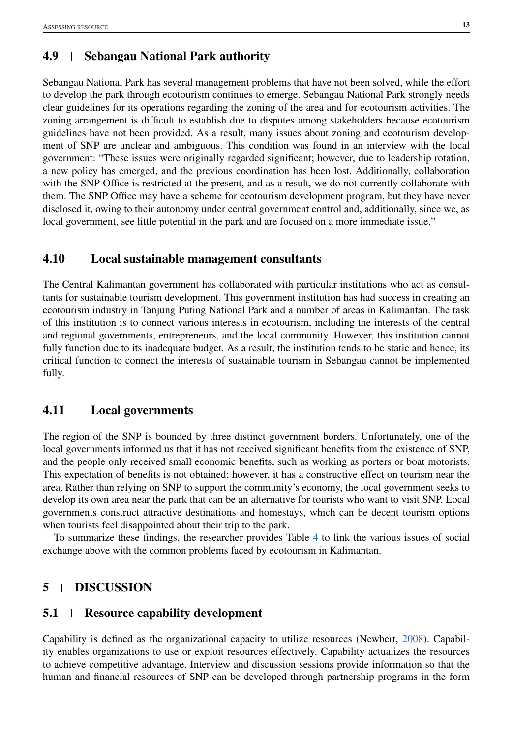### 4.9 | Sebangau National Park authority

Sebangau National Park has several management problems that have not been solved, while the effort to develop the park through ecotourism continues to emerge. Sebangau National Park strongly needs clear guidelines for its operations regarding the zoning of the area and for ecotourism activities. The zoning arrangement is difficult to establish due to disputes among stakeholders because ecotourism guidelines have not been provided. As a result, many issues about zoning and ecotourism development of SNP are unclear and ambiguous. This condition was found in an interview with the local government: "These issues were originally regarded significant; however, due to leadership rotation, a new policy has emerged, and the previous coordination has been lost. Additionally, collaboration with the SNP Office is restricted at the present, and as a result, we do not currently collaborate with them. The SNP Office may have a scheme for ecotourism development program, but they have never disclosed it, owing to their autonomy under central government control and, additionally, since we, as local government, see little potential in the park and are focused on a more immediate issue."

### 4.10 | Local sustainable management consultants

The Central Kalimantan government has collaborated with particular institutions who act as consultants for sustainable tourism development. This government institution has had success in creating an ecotourism industry in Tanjung Puting National Park and a number of areas in Kalimantan. The task of this institution is to connect various interests in ecotourism, including the interests of the central and regional governments, entrepreneurs, and the local community. However, this institution cannot fully function due to its inadequate budget. As a result, the institution tends to be static and hence, its critical function to connect the interests of sustainable tourism in Sebangau cannot be implemented fully.

### 4.11 | Local governments

The region of the SNP is bounded by three distinct government borders. Unfortunately, one of the local governments informed us that it has not received significant benefits from the existence of SNP, and the people only received small economic benefits, such as working as porters or boat motorists. This expectation of benefits is not obtained; however, it has a constructive effect on tourism near the area. Rather than relying on SNP to support the community's economy, the local government seeks to develop its own area near the park that can be an alternative for tourists who want to visit SNP. Local governments construct attractive destinations and homestays, which can be decent tourism options when tourists feel disappointed about their trip to the park.

To summarize these findings, the researcher provides Table 4 to link the various issues of social exchange above with the common problems faced by ecotourism in Kalimantan.

## 5 | DISCUSSION

### 5.1 | Resource capability development

Capability is defined as the organizational capacity to utilize resources (Newbert, 2008). Capability enables organizations to use or exploit resources effectively. Capability actualizes the resources to achieve competitive advantage. Interview and discussion sessions provide information so that the human and financial resources of SNP can be developed through partnership programs in the form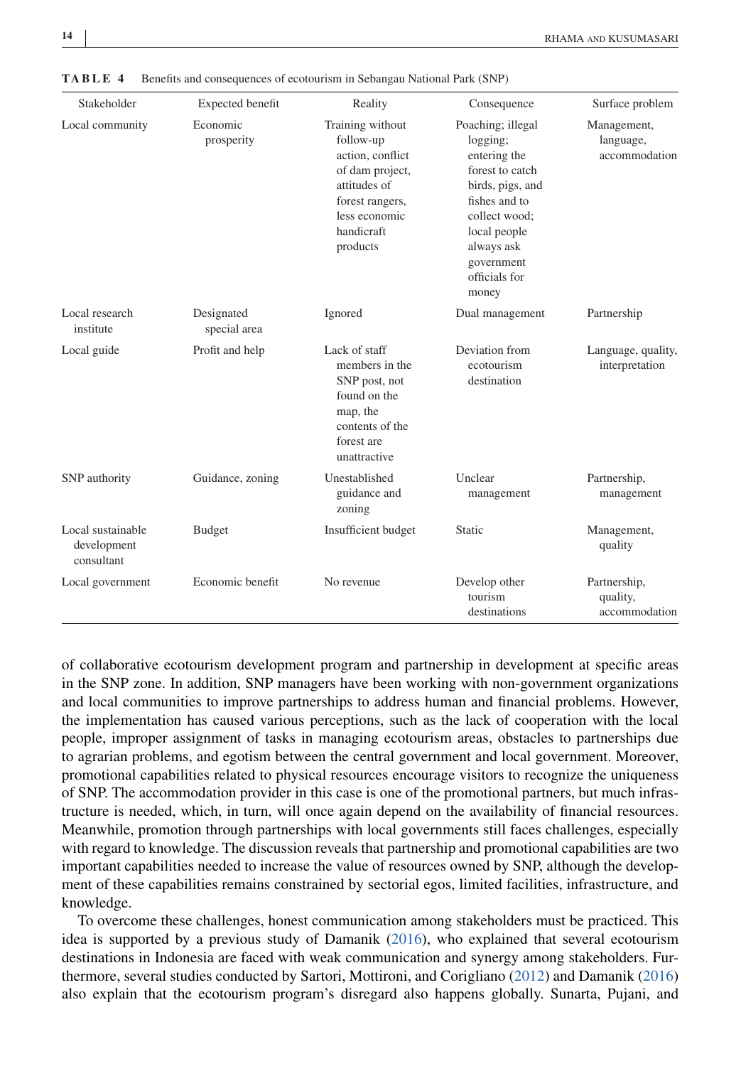**TABLE 4** Benefits and consequences of ecotourism in Sebangau National Park (SNP)

| Stakeholder | Expected benefit | Reality | Consequence | Surface problem |
|---|---|---|---|---|
| Local community | Economic prosperity | Training without follow-up action, conflict of dam project, attitudes of forest rangers, less economic handicraft products | Poaching; illegal logging; entering the forest to catch birds, pigs, and fishes and to collect wood; local people always ask government officials for money | Management, language, accommodation |
| Local research institute | Designated special area | Ignored | Dual management | Partnership |
| Local guide | Profit and help | Lack of staff members in the SNP post, not found on the map, the contents of the forest are unattractive | Deviation from ecotourism destination | Language, quality, interpretation |
| SNP authority | Guidance, zoning | Unestablished guidance and zoning | Unclear management | Partnership, management |
| Local sustainable development consultant | Budget | Insufficient budget | Static | Management, quality |
| Local government | Economic benefit | No revenue | Develop other tourism destinations | Partnership, quality, accommodation |

of collaborative ecotourism development program and partnership in development at specific areas in the SNP zone. In addition, SNP managers have been working with non-government organizations and local communities to improve partnerships to address human and financial problems. However, the implementation has caused various perceptions, such as the lack of cooperation with the local people, improper assignment of tasks in managing ecotourism areas, obstacles to partnerships due to agrarian problems, and egotism between the central government and local government. Moreover, promotional capabilities related to physical resources encourage visitors to recognize the uniqueness of SNP. The accommodation provider in this case is one of the promotional partners, but much infrastructure is needed, which, in turn, will once again depend on the availability of financial resources. Meanwhile, promotion through partnerships with local governments still faces challenges, especially with regard to knowledge. The discussion reveals that partnership and promotional capabilities are two important capabilities needed to increase the value of resources owned by SNP, although the development of these capabilities remains constrained by sectorial egos, limited facilities, infrastructure, and knowledge.

To overcome these challenges, honest communication among stakeholders must be practiced. This idea is supported by a previous study of Damanik (2016), who explained that several ecotourism destinations in Indonesia are faced with weak communication and synergy among stakeholders. Furthermore, several studies conducted by Sartori, Mottironi, and Corigliano (2012) and Damanik (2016) also explain that the ecotourism program's disregard also happens globally. Sunarta, Pujani, and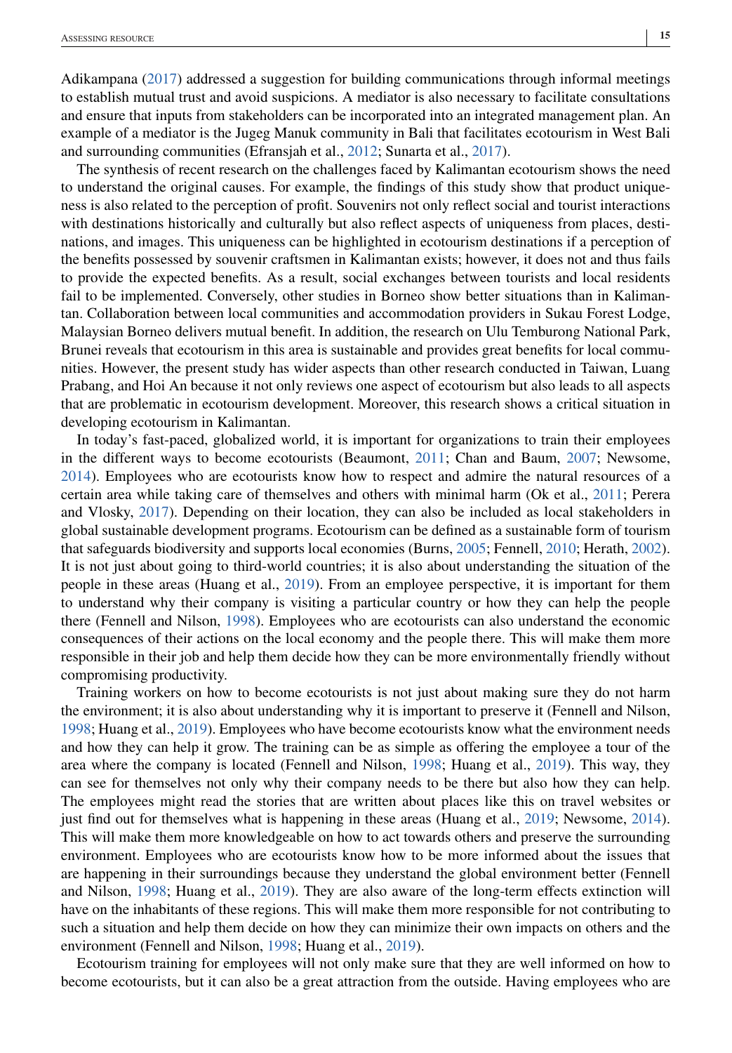Adikampana (2017) addressed a suggestion for building communications through informal meetings to establish mutual trust and avoid suspicions. A mediator is also necessary to facilitate consultations and ensure that inputs from stakeholders can be incorporated into an integrated management plan. An example of a mediator is the Jugeg Manuk community in Bali that facilitates ecotourism in West Bali and surrounding communities (Efransjah et al., 2012; Sunarta et al., 2017).

The synthesis of recent research on the challenges faced by Kalimantan ecotourism shows the need to understand the original causes. For example, the findings of this study show that product uniqueness is also related to the perception of profit. Souvenirs not only reflect social and tourist interactions with destinations historically and culturally but also reflect aspects of uniqueness from places, destinations, and images. This uniqueness can be highlighted in ecotourism destinations if a perception of the benefits possessed by souvenir craftsmen in Kalimantan exists; however, it does not and thus fails to provide the expected benefits. As a result, social exchanges between tourists and local residents fail to be implemented. Conversely, other studies in Borneo show better situations than in Kalimantan. Collaboration between local communities and accommodation providers in Sukau Forest Lodge, Malaysian Borneo delivers mutual benefit. In addition, the research on Ulu Temburong National Park, Brunei reveals that ecotourism in this area is sustainable and provides great benefits for local communities. However, the present study has wider aspects than other research conducted in Taiwan, Luang Prabang, and Hoi An because it not only reviews one aspect of ecotourism but also leads to all aspects that are problematic in ecotourism development. Moreover, this research shows a critical situation in developing ecotourism in Kalimantan.

In today's fast-paced, globalized world, it is important for organizations to train their employees in the different ways to become ecotourists (Beaumont, 2011; Chan and Baum, 2007; Newsome, 2014). Employees who are ecotourists know how to respect and admire the natural resources of a certain area while taking care of themselves and others with minimal harm (Ok et al., 2011; Perera and Vlosky, 2017). Depending on their location, they can also be included as local stakeholders in global sustainable development programs. Ecotourism can be defined as a sustainable form of tourism that safeguards biodiversity and supports local economies (Burns, 2005; Fennell, 2010; Herath, 2002). It is not just about going to third-world countries; it is also about understanding the situation of the people in these areas (Huang et al., 2019). From an employee perspective, it is important for them to understand why their company is visiting a particular country or how they can help the people there (Fennell and Nilson, 1998). Employees who are ecotourists can also understand the economic consequences of their actions on the local economy and the people there. This will make them more responsible in their job and help them decide how they can be more environmentally friendly without compromising productivity.

Training workers on how to become ecotourists is not just about making sure they do not harm the environment; it is also about understanding why it is important to preserve it (Fennell and Nilson, 1998; Huang et al., 2019). Employees who have become ecotourists know what the environment needs and how they can help it grow. The training can be as simple as offering the employee a tour of the area where the company is located (Fennell and Nilson, 1998; Huang et al., 2019). This way, they can see for themselves not only why their company needs to be there but also how they can help. The employees might read the stories that are written about places like this on travel websites or just find out for themselves what is happening in these areas (Huang et al., 2019; Newsome, 2014). This will make them more knowledgeable on how to act towards others and preserve the surrounding environment. Employees who are ecotourists know how to be more informed about the issues that are happening in their surroundings because they understand the global environment better (Fennell and Nilson, 1998; Huang et al., 2019). They are also aware of the long-term effects extinction will have on the inhabitants of these regions. This will make them more responsible for not contributing to such a situation and help them decide on how they can minimize their own impacts on others and the environment (Fennell and Nilson, 1998; Huang et al., 2019).

Ecotourism training for employees will not only make sure that they are well informed on how to become ecotourists, but it can also be a great attraction from the outside. Having employees who are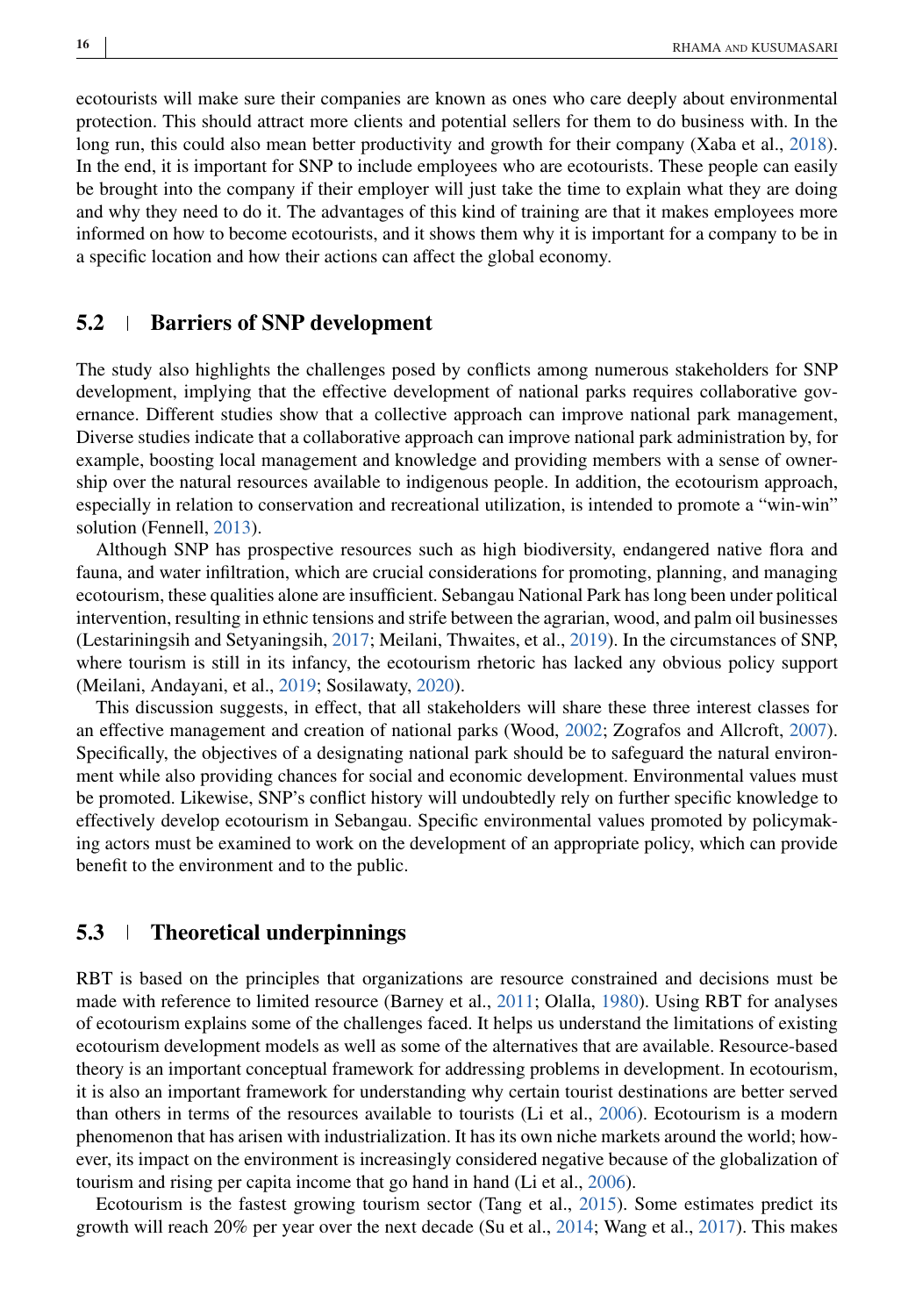ecotourists will make sure their companies are known as ones who care deeply about environmental protection. This should attract more clients and potential sellers for them to do business with. In the long run, this could also mean better productivity and growth for their company (Xaba et al., 2018). In the end, it is important for SNP to include employees who are ecotourists. These people can easily be brought into the company if their employer will just take the time to explain what they are doing and why they need to do it. The advantages of this kind of training are that it makes employees more informed on how to become ecotourists, and it shows them why it is important for a company to be in a specific location and how their actions can affect the global economy.

## 5.2 | Barriers of SNP development

The study also highlights the challenges posed by conflicts among numerous stakeholders for SNP development, implying that the effective development of national parks requires collaborative governance. Different studies show that a collective approach can improve national park management, Diverse studies indicate that a collaborative approach can improve national park administration by, for example, boosting local management and knowledge and providing members with a sense of ownership over the natural resources available to indigenous people. In addition, the ecotourism approach, especially in relation to conservation and recreational utilization, is intended to promote a "win-win" solution (Fennell, 2013).

Although SNP has prospective resources such as high biodiversity, endangered native flora and fauna, and water infiltration, which are crucial considerations for promoting, planning, and managing ecotourism, these qualities alone are insufficient. Sebangau National Park has long been under political intervention, resulting in ethnic tensions and strife between the agrarian, wood, and palm oil businesses (Lestariningsih and Setyaningsih, 2017; Meilani, Thwaites, et al., 2019). In the circumstances of SNP, where tourism is still in its infancy, the ecotourism rhetoric has lacked any obvious policy support (Meilani, Andayani, et al., 2019; Sosilawaty, 2020).

This discussion suggests, in effect, that all stakeholders will share these three interest classes for an effective management and creation of national parks (Wood, 2002; Zografos and Allcroft, 2007). Specifically, the objectives of a designating national park should be to safeguard the natural environment while also providing chances for social and economic development. Environmental values must be promoted. Likewise, SNP's conflict history will undoubtedly rely on further specific knowledge to effectively develop ecotourism in Sebangau. Specific environmental values promoted by policymaking actors must be examined to work on the development of an appropriate policy, which can provide benefit to the environment and to the public.

## 5.3 | Theoretical underpinnings

RBT is based on the principles that organizations are resource constrained and decisions must be made with reference to limited resource (Barney et al., 2011; Olalla, 1980). Using RBT for analyses of ecotourism explains some of the challenges faced. It helps us understand the limitations of existing ecotourism development models as well as some of the alternatives that are available. Resource-based theory is an important conceptual framework for addressing problems in development. In ecotourism, it is also an important framework for understanding why certain tourist destinations are better served than others in terms of the resources available to tourists (Li et al., 2006). Ecotourism is a modern phenomenon that has arisen with industrialization. It has its own niche markets around the world; however, its impact on the environment is increasingly considered negative because of the globalization of tourism and rising per capita income that go hand in hand (Li et al., 2006).

Ecotourism is the fastest growing tourism sector (Tang et al., 2015). Some estimates predict its growth will reach 20% per year over the next decade (Su et al., 2014; Wang et al., 2017). This makes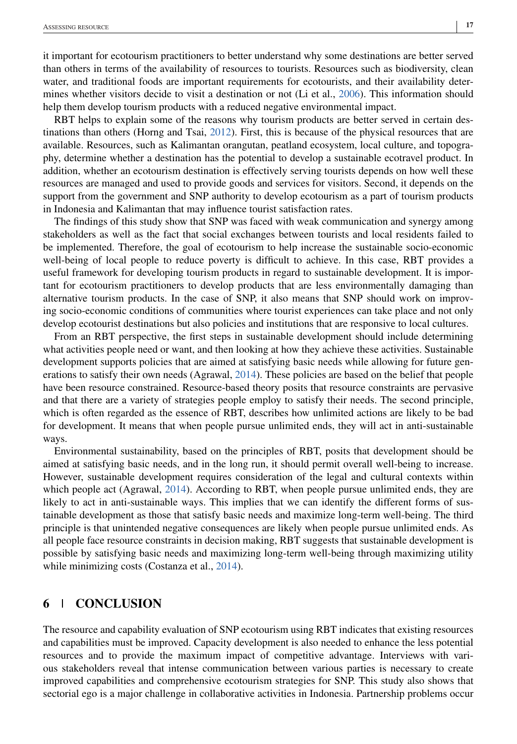it important for ecotourism practitioners to better understand why some destinations are better served than others in terms of the availability of resources to tourists. Resources such as biodiversity, clean water, and traditional foods are important requirements for ecotourists, and their availability determines whether visitors decide to visit a destination or not (Li et al., 2006). This information should help them develop tourism products with a reduced negative environmental impact.

RBT helps to explain some of the reasons why tourism products are better served in certain destinations than others (Horng and Tsai, 2012). First, this is because of the physical resources that are available. Resources, such as Kalimantan orangutan, peatland ecosystem, local culture, and topography, determine whether a destination has the potential to develop a sustainable ecotravel product. In addition, whether an ecotourism destination is effectively serving tourists depends on how well these resources are managed and used to provide goods and services for visitors. Second, it depends on the support from the government and SNP authority to develop ecotourism as a part of tourism products in Indonesia and Kalimantan that may influence tourist satisfaction rates.

The findings of this study show that SNP was faced with weak communication and synergy among stakeholders as well as the fact that social exchanges between tourists and local residents failed to be implemented. Therefore, the goal of ecotourism to help increase the sustainable socio-economic well-being of local people to reduce poverty is difficult to achieve. In this case, RBT provides a useful framework for developing tourism products in regard to sustainable development. It is important for ecotourism practitioners to develop products that are less environmentally damaging than alternative tourism products. In the case of SNP, it also means that SNP should work on improving socio-economic conditions of communities where tourist experiences can take place and not only develop ecotourist destinations but also policies and institutions that are responsive to local cultures.

From an RBT perspective, the first steps in sustainable development should include determining what activities people need or want, and then looking at how they achieve these activities. Sustainable development supports policies that are aimed at satisfying basic needs while allowing for future generations to satisfy their own needs (Agrawal, 2014). These policies are based on the belief that people have been resource constrained. Resource-based theory posits that resource constraints are pervasive and that there are a variety of strategies people employ to satisfy their needs. The second principle, which is often regarded as the essence of RBT, describes how unlimited actions are likely to be bad for development. It means that when people pursue unlimited ends, they will act in anti-sustainable ways.

Environmental sustainability, based on the principles of RBT, posits that development should be aimed at satisfying basic needs, and in the long run, it should permit overall well-being to increase. However, sustainable development requires consideration of the legal and cultural contexts within which people act (Agrawal, 2014). According to RBT, when people pursue unlimited ends, they are likely to act in anti-sustainable ways. This implies that we can identify the different forms of sustainable development as those that satisfy basic needs and maximize long-term well-being. The third principle is that unintended negative consequences are likely when people pursue unlimited ends. As all people face resource constraints in decision making, RBT suggests that sustainable development is possible by satisfying basic needs and maximizing long-term well-being through maximizing utility while minimizing costs (Costanza et al., 2014).

## 6 | CONCLUSION

The resource and capability evaluation of SNP ecotourism using RBT indicates that existing resources and capabilities must be improved. Capacity development is also needed to enhance the less potential resources and to provide the maximum impact of competitive advantage. Interviews with various stakeholders reveal that intense communication between various parties is necessary to create improved capabilities and comprehensive ecotourism strategies for SNP. This study also shows that sectorial ego is a major challenge in collaborative activities in Indonesia. Partnership problems occur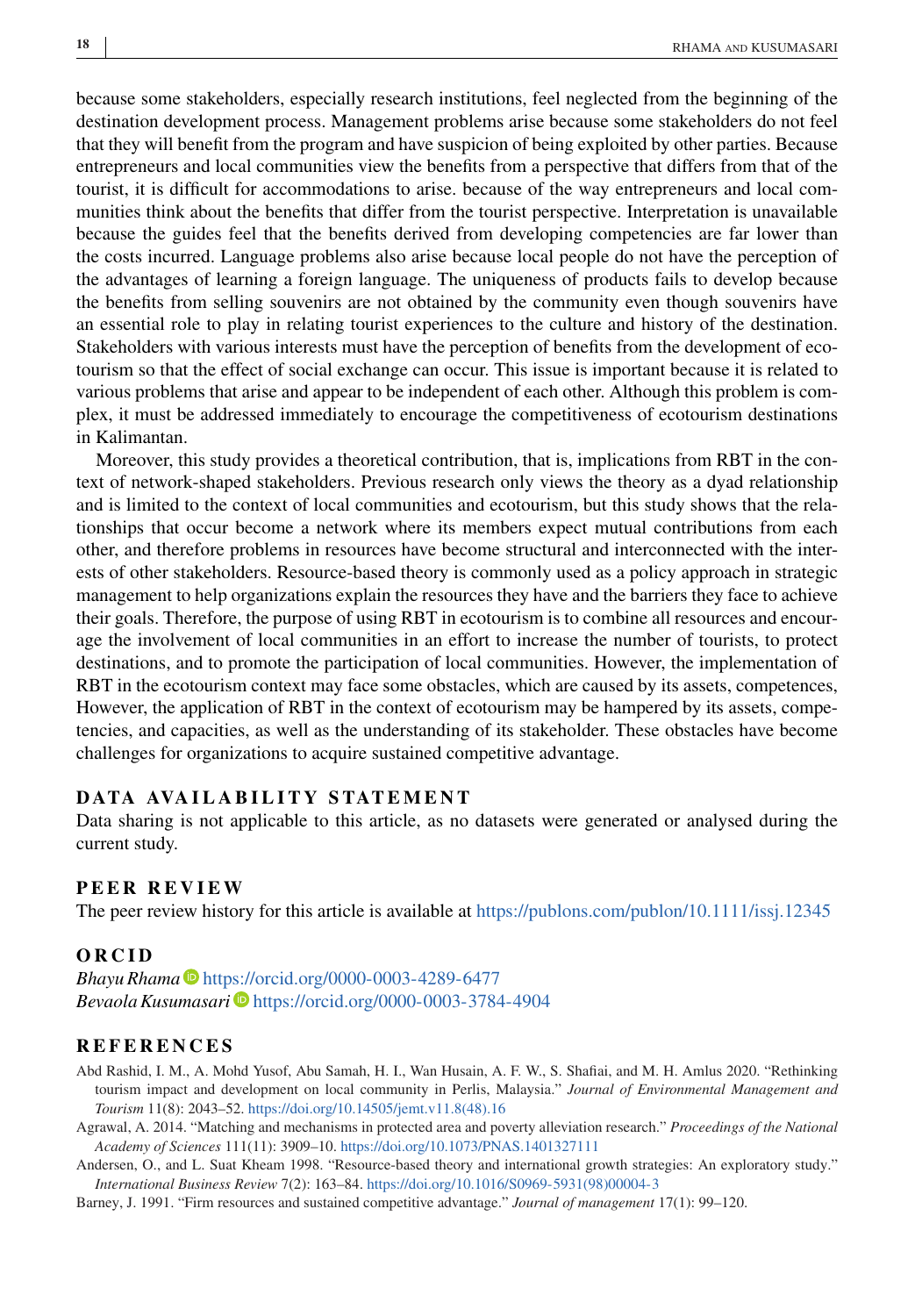because some stakeholders, especially research institutions, feel neglected from the beginning of the destination development process. Management problems arise because some stakeholders do not feel that they will benefit from the program and have suspicion of being exploited by other parties. Because entrepreneurs and local communities view the benefits from a perspective that differs from that of the tourist, it is difficult for accommodations to arise. because of the way entrepreneurs and local communities think about the benefits that differ from the tourist perspective. Interpretation is unavailable because the guides feel that the benefits derived from developing competencies are far lower than the costs incurred. Language problems also arise because local people do not have the perception of the advantages of learning a foreign language. The uniqueness of products fails to develop because the benefits from selling souvenirs are not obtained by the community even though souvenirs have an essential role to play in relating tourist experiences to the culture and history of the destination. Stakeholders with various interests must have the perception of benefits from the development of ecotourism so that the effect of social exchange can occur. This issue is important because it is related to various problems that arise and appear to be independent of each other. Although this problem is complex, it must be addressed immediately to encourage the competitiveness of ecotourism destinations in Kalimantan.

Moreover, this study provides a theoretical contribution, that is, implications from RBT in the context of network-shaped stakeholders. Previous research only views the theory as a dyad relationship and is limited to the context of local communities and ecotourism, but this study shows that the relationships that occur become a network where its members expect mutual contributions from each other, and therefore problems in resources have become structural and interconnected with the interests of other stakeholders. Resource-based theory is commonly used as a policy approach in strategic management to help organizations explain the resources they have and the barriers they face to achieve their goals. Therefore, the purpose of using RBT in ecotourism is to combine all resources and encourage the involvement of local communities in an effort to increase the number of tourists, to protect destinations, and to promote the participation of local communities. However, the implementation of RBT in the ecotourism context may face some obstacles, which are caused by its assets, competences, However, the application of RBT in the context of ecotourism may be hampered by its assets, competencies, and capacities, as well as the understanding of its stakeholder. These obstacles have become challenges for organizations to acquire sustained competitive advantage.

## DATA AVAILABILITY STATEMENT

Data sharing is not applicable to this article, as no datasets were generated or analysed during the current study.

## PEER REVIEW

The peer review history for this article is available at https://publons.com/publon/10.1111/issj.12345

## ORCID

*Bhayu Rhama* https://orcid.org/0000-0003-4289-6477
*Bevaola Kusumasari* https://orcid.org/0000-0003-3784-4904

## REFERENCES

Abd Rashid, I. M., A. Mohd Yusof, Abu Samah, H. I., Wan Husain, A. F. W., S. Shafiai, and M. H. Amlus 2020. "Rethinking tourism impact and development on local community in Perlis, Malaysia." *Journal of Environmental Management and Tourism* 11(8): 2043–52. https://doi.org/10.14505/jemt.v11.8(48).16

Agrawal, A. 2014. "Matching and mechanisms in protected area and poverty alleviation research." *Proceedings of the National Academy of Sciences* 111(11): 3909–10. https://doi.org/10.1073/PNAS.1401327111

Andersen, O., and L. Suat Kheam 1998. "Resource-based theory and international growth strategies: An exploratory study." *International Business Review* 7(2): 163–84. https://doi.org/10.1016/S0969-5931(98)00004-3

Barney, J. 1991. "Firm resources and sustained competitive advantage." *Journal of management* 17(1): 99–120.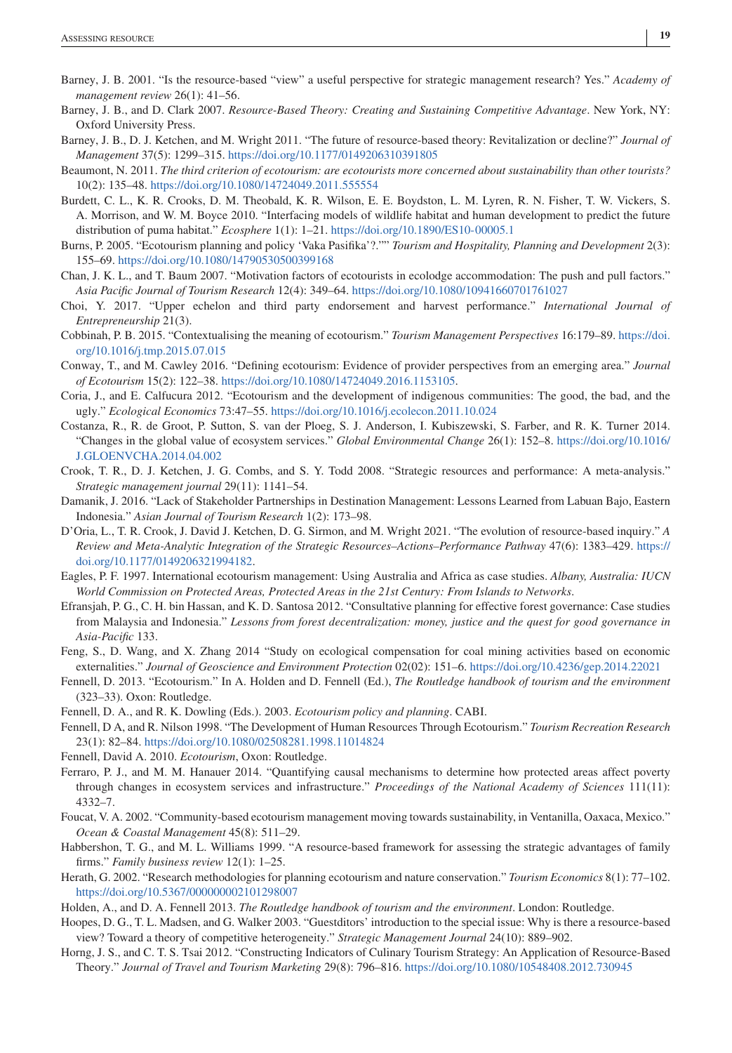Barney, J. B. 2001. "Is the resource-based "view" a useful perspective for strategic management research? Yes." *Academy of management review* 26(1): 41–56.

Barney, J. B., and D. Clark 2007. *Resource-Based Theory: Creating and Sustaining Competitive Advantage*. New York, NY: Oxford University Press.

Barney, J. B., D. J. Ketchen, and M. Wright 2011. "The future of resource-based theory: Revitalization or decline?" *Journal of Management* 37(5): 1299–315. https://doi.org/10.1177/0149206310391805

Beaumont, N. 2011. *The third criterion of ecotourism: are ecotourists more concerned about sustainability than other tourists?* 10(2): 135–48. https://doi.org/10.1080/14724049.2011.555554

Burdett, C. L., K. R. Crooks, D. M. Theobald, K. R. Wilson, E. E. Boydston, L. M. Lyren, R. N. Fisher, T. W. Vickers, S. A. Morrison, and W. M. Boyce 2010. "Interfacing models of wildlife habitat and human development to predict the future distribution of puma habitat." *Ecosphere* 1(1): 1–21. https://doi.org/10.1890/ES10-00005.1

Burns, P. 2005. "Ecotourism planning and policy 'Vaka Pasifika'?."" *Tourism and Hospitality, Planning and Development* 2(3): 155–69. https://doi.org/10.1080/14790530500399168

Chan, J. K. L., and T. Baum 2007. "Motivation factors of ecotourists in ecolodge accommodation: The push and pull factors." *Asia Pacific Journal of Tourism Research* 12(4): 349–64. https://doi.org/10.1080/10941660701761027

Choi, Y. 2017. "Upper echelon and third party endorsement and harvest performance." *International Journal of Entrepreneurship* 21(3).

Cobbinah, P. B. 2015. "Contextualising the meaning of ecotourism." *Tourism Management Perspectives* 16:179–89. https://doi.org/10.1016/j.tmp.2015.07.015

Conway, T., and M. Cawley 2016. "Defining ecotourism: Evidence of provider perspectives from an emerging area." *Journal of Ecotourism* 15(2): 122–38. https://doi.org/10.1080/14724049.2016.1153105.

Coria, J., and E. Calfucura 2012. "Ecotourism and the development of indigenous communities: The good, the bad, and the ugly." *Ecological Economics* 73:47–55. https://doi.org/10.1016/j.ecolecon.2011.10.024

Costanza, R., R. de Groot, P. Sutton, S. van der Ploeg, S. J. Anderson, I. Kubiszewski, S. Farber, and R. K. Turner 2014. "Changes in the global value of ecosystem services." *Global Environmental Change* 26(1): 152–8. https://doi.org/10.1016/J.GLOENVCHA.2014.04.002

Crook, T. R., D. J. Ketchen, J. G. Combs, and S. Y. Todd 2008. "Strategic resources and performance: A meta-analysis." *Strategic management journal* 29(11): 1141–54.

Damanik, J. 2016. "Lack of Stakeholder Partnerships in Destination Management: Lessons Learned from Labuan Bajo, Eastern Indonesia." *Asian Journal of Tourism Research* 1(2): 173–98.

D'Oria, L., T. R. Crook, J. David J. Ketchen, D. G. Sirmon, and M. Wright 2021. "The evolution of resource-based inquiry." *A Review and Meta-Analytic Integration of the Strategic Resources–Actions–Performance Pathway* 47(6): 1383–429. https://doi.org/10.1177/0149206321994182.

Eagles, P. F. 1997. International ecotourism management: Using Australia and Africa as case studies. *Albany, Australia: IUCN World Commission on Protected Areas, Protected Areas in the 21st Century: From Islands to Networks*.

Efransjah, P. G., C. H. bin Hassan, and K. D. Santosa 2012. "Consultative planning for effective forest governance: Case studies from Malaysia and Indonesia." *Lessons from forest decentralization: money, justice and the quest for good governance in Asia-Pacific* 133.

Feng, S., D. Wang, and X. Zhang 2014 "Study on ecological compensation for coal mining activities based on economic externalities." *Journal of Geoscience and Environment Protection* 02(02): 151–6. https://doi.org/10.4236/gep.2014.22021

Fennell, D. 2013. "Ecotourism." In A. Holden and D. Fennell (Ed.), *The Routledge handbook of tourism and the environment* (323–33). Oxon: Routledge.

Fennell, D. A., and R. K. Dowling (Eds.). 2003. *Ecotourism policy and planning*. CABI.

Fennell, D A, and R. Nilson 1998. "The Development of Human Resources Through Ecotourism." *Tourism Recreation Research* 23(1): 82–84. https://doi.org/10.1080/02508281.1998.11014824

Fennell, David A. 2010. *Ecotourism*, Oxon: Routledge.

Ferraro, P. J., and M. M. Hanauer 2014. "Quantifying causal mechanisms to determine how protected areas affect poverty through changes in ecosystem services and infrastructure." *Proceedings of the National Academy of Sciences* 111(11): 4332–7.

Foucat, V. A. 2002. "Community-based ecotourism management moving towards sustainability, in Ventanilla, Oaxaca, Mexico." *Ocean & Coastal Management* 45(8): 511–29.

Habbershon, T. G., and M. L. Williams 1999. "A resource-based framework for assessing the strategic advantages of family firms." *Family business review* 12(1): 1–25.

Herath, G. 2002. "Research methodologies for planning ecotourism and nature conservation." *Tourism Economics* 8(1): 77–102. https://doi.org/10.5367/000000002101298007

Holden, A., and D. A. Fennell 2013. *The Routledge handbook of tourism and the environment*. London: Routledge.

Hoopes, D. G., T. L. Madsen, and G. Walker 2003. "Guesteditors' introduction to the special issue: Why is there a resource-based view? Toward a theory of competitive heterogeneity." *Strategic Management Journal* 24(10): 889–902.

Horng, J. S., and C. T. S. Tsai 2012. "Constructing Indicators of Culinary Tourism Strategy: An Application of Resource-Based Theory." *Journal of Travel and Tourism Marketing* 29(8): 796–816. https://doi.org/10.1080/10548408.2012.730945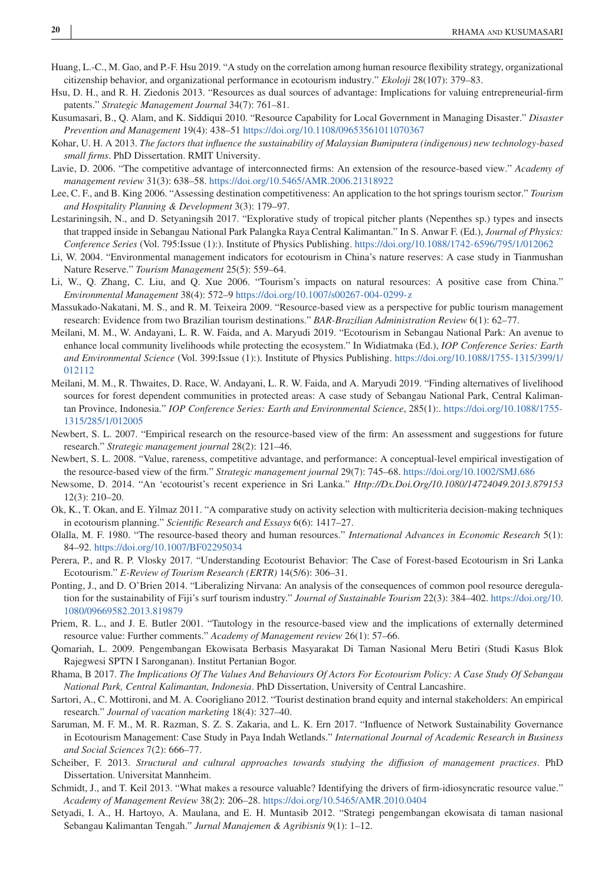Huang, L.-C., M. Gao, and P.-F. Hsu 2019. "A study on the correlation among human resource flexibility strategy, organizational citizenship behavior, and organizational performance in ecotourism industry." *Ekoloji* 28(107): 379–83.

Hsu, D. H., and R. H. Ziedonis 2013. "Resources as dual sources of advantage: Implications for valuing entrepreneurial-firm patents." *Strategic Management Journal* 34(7): 761–81.

Kusumasari, B., Q. Alam, and K. Siddiqui 2010. "Resource Capability for Local Government in Managing Disaster." *Disaster Prevention and Management* 19(4): 438–51 https://doi.org/10.1108/09653561011070367

Kohar, U. H. A 2013. *The factors that influence the sustainability of Malaysian Bumiputera (indigenous) new technology-based small firms*. PhD Dissertation. RMIT University.

Lavie, D. 2006. "The competitive advantage of interconnected firms: An extension of the resource-based view." *Academy of management review* 31(3): 638–58. https://doi.org/10.5465/AMR.2006.21318922

Lee, C. F., and B. King 2006. "Assessing destination competitiveness: An application to the hot springs tourism sector." *Tourism and Hospitality Planning & Development* 3(3): 179–97.

Lestariningsih, N., and D. Setyaningsih 2017. "Explorative study of tropical pitcher plants (Nepenthes sp.) types and insects that trapped inside in Sebangau National Park Palangka Raya Central Kalimantan." In S. Anwar F. (Ed.), *Journal of Physics: Conference Series* (Vol. 795:Issue (1):). Institute of Physics Publishing. https://doi.org/10.1088/1742-6596/795/1/012062

Li, W. 2004. "Environmental management indicators for ecotourism in China's nature reserves: A case study in Tianmushan Nature Reserve." *Tourism Management* 25(5): 559–64.

Li, W., Q. Zhang, C. Liu, and Q. Xue 2006. "Tourism's impacts on natural resources: A positive case from China." *Environmental Management* 38(4): 572–9 https://doi.org/10.1007/s00267-004-0299-z

Massukado-Nakatani, M. S., and R. M. Teixeira 2009. "Resource-based view as a perspective for public tourism management research: Evidence from two Brazilian tourism destinations." *BAR-Brazilian Administration Review* 6(1): 62–77.

Meilani, M. M., W. Andayani, L. R. W. Faida, and A. Maryudi 2019. "Ecotourism in Sebangau National Park: An avenue to enhance local community livelihoods while protecting the ecosystem." In Widiatmaka (Ed.), *IOP Conference Series: Earth and Environmental Science* (Vol. 399:Issue (1):). Institute of Physics Publishing. https://doi.org/10.1088/1755-1315/399/1/012112

Meilani, M. M., R. Thwaites, D. Race, W. Andayani, L. R. W. Faida, and A. Maryudi 2019. "Finding alternatives of livelihood sources for forest dependent communities in protected areas: A case study of Sebangau National Park, Central Kalimantan Province, Indonesia." *IOP Conference Series: Earth and Environmental Science*, 285(1):. https://doi.org/10.1088/1755-1315/285/1/012005

Newbert, S. L. 2007. "Empirical research on the resource-based view of the firm: An assessment and suggestions for future research." *Strategic management journal* 28(2): 121–46.

Newbert, S. L. 2008. "Value, rareness, competitive advantage, and performance: A conceptual-level empirical investigation of the resource-based view of the firm." *Strategic management journal* 29(7): 745–68. https://doi.org/10.1002/SMJ.686

Newsome, D. 2014. "An 'ecotourist's recent experience in Sri Lanka." *Http://Dx.Doi.Org/10.1080/14724049.2013.879153* 12(3): 210–20.

Ok, K., T. Okan, and E. Yilmaz 2011. "A comparative study on activity selection with multicriteria decision-making techniques in ecotourism planning." *Scientific Research and Essays* 6(6): 1417–27.

Olalla, M. F. 1980. "The resource-based theory and human resources." *International Advances in Economic Research* 5(1): 84–92. https://doi.org/10.1007/BF02295034

Perera, P., and R. P. Vlosky 2017. "Understanding Ecotourist Behavior: The Case of Forest-based Ecotourism in Sri Lanka Ecotourism." *E-Review of Tourism Research (ERTR)* 14(5/6): 306–31.

Ponting, J., and D. O'Brien 2014. "Liberalizing Nirvana: An analysis of the consequences of common pool resource deregulation for the sustainability of Fiji's surf tourism industry." *Journal of Sustainable Tourism* 22(3): 384–402. https://doi.org/10.1080/09669582.2013.819879

Priem, R. L., and J. E. Butler 2001. "Tautology in the resource-based view and the implications of externally determined resource value: Further comments." *Academy of Management review* 26(1): 57–66.

Qomariah, L. 2009. Pengembangan Ekowisata Berbasis Masyarakat Di Taman Nasional Meru Betiri (Studi Kasus Blok Rajegwesi SPTN I Sarongan). Institut Pertanian Bogor.

Rhama, B 2017. *The Implications Of The Values And Behaviours Of Actors For Ecotourism Policy: A Case Study Of Sebangau National Park, Central Kalimantan, Indonesia*. PhD Dissertation, University of Central Lancashire.

Sartori, A., C. Mottironi, and M. A. Coorigliano 2012. "Tourist destination brand equity and internal stakeholders: An empirical research." *Journal of vacation marketing* 18(4): 327–40.

Saruman, M. F. M., M. R. Razman, S. Z. S. Zakaria, and L. K. Ern 2017. "Influence of Network Sustainability Governance in Ecotourism Management: Case Study in Paya Indah Wetlands." *International Journal of Academic Research in Business and Social Sciences* 7(2): 666–77.

Scheiber, F. 2013. *Structural and cultural approaches towards studying the diffusion of management practices*. PhD Dissertation. Universitat Mannheim.

Schmidt, J., and T. Keil 2013. "What makes a resource valuable? Identifying the drivers of firm-idiosyncratic resource value." *Academy of Management Review* 38(2): 206–28. https://doi.org/10.5465/AMR.2010.0404

Setyadi, I. A., H. Hartoyo, A. Maulana, and E. H. Muntasib 2012. "Strategi pengembangan ekowisata di taman nasional Sebangau Kalimantan Tengah." *Jurnal Manajemen & Agribisnis* 9(1): 1–12.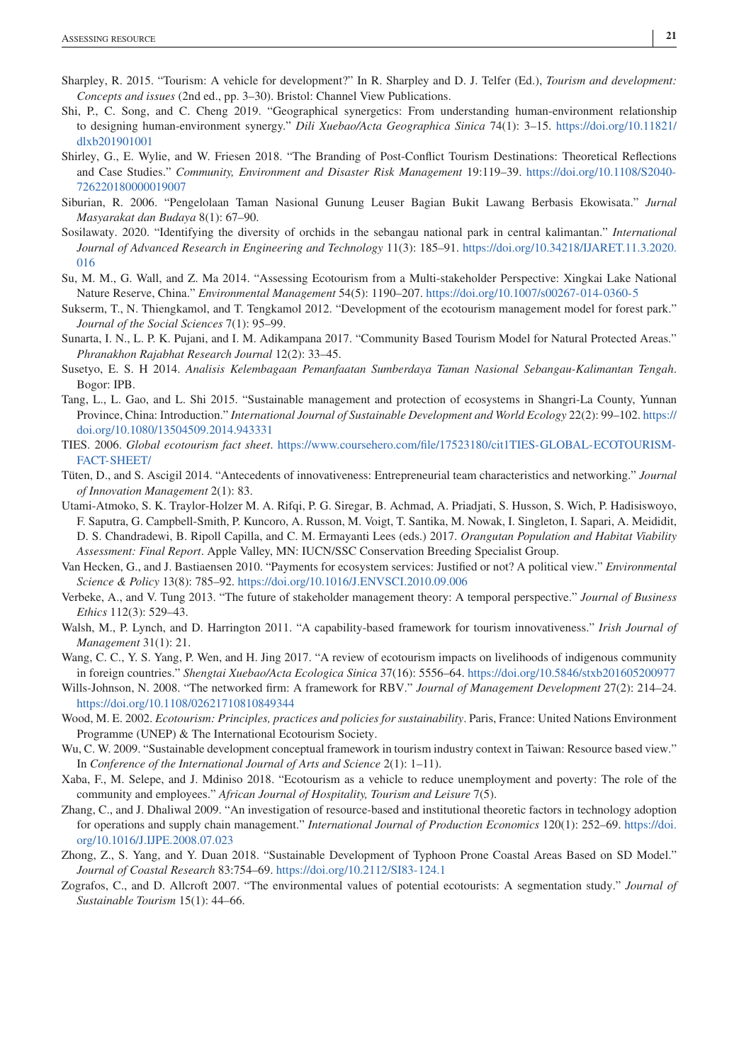Sharpley, R. 2015. "Tourism: A vehicle for development?" In R. Sharpley and D. J. Telfer (Ed.), *Tourism and development: Concepts and issues* (2nd ed., pp. 3–30). Bristol: Channel View Publications.

Shi, P., C. Song, and C. Cheng 2019. "Geographical synergetics: From understanding human-environment relationship to designing human-environment synergy." *Dili Xuebao/Acta Geographica Sinica* 74(1): 3–15. https://doi.org/10.11821/dlxb201901001

Shirley, G., E. Wylie, and W. Friesen 2018. "The Branding of Post-Conflict Tourism Destinations: Theoretical Reflections and Case Studies." *Community, Environment and Disaster Risk Management* 19:119–39. https://doi.org/10.1108/S2040-726220180000019007

Siburian, R. 2006. "Pengelolaan Taman Nasional Gunung Leuser Bagian Bukit Lawang Berbasis Ekowisata." *Jurnal Masyarakat dan Budaya* 8(1): 67–90.

Sosilawaty. 2020. "Identifying the diversity of orchids in the sebangau national park in central kalimantan." *International Journal of Advanced Research in Engineering and Technology* 11(3): 185–91. https://doi.org/10.34218/IJARET.11.3.2020.016

Su, M. M., G. Wall, and Z. Ma 2014. "Assessing Ecotourism from a Multi-stakeholder Perspective: Xingkai Lake National Nature Reserve, China." *Environmental Management* 54(5): 1190–207. https://doi.org/10.1007/s00267-014-0360-5

Sukserm, T., N. Thiengkamol, and T. Tengkamol 2012. "Development of the ecotourism management model for forest park." *Journal of the Social Sciences* 7(1): 95–99.

Sunarta, I. N., L. P. K. Pujani, and I. M. Adikampana 2017. "Community Based Tourism Model for Natural Protected Areas." *Phranakhon Rajabhat Research Journal* 12(2): 33–45.

Susetyo, E. S. H 2014. *Analisis Kelembagaan Pemanfaatan Sumberdaya Taman Nasional Sebangau-Kalimantan Tengah*. Bogor: IPB.

Tang, L., L. Gao, and L. Shi 2015. "Sustainable management and protection of ecosystems in Shangri-La County, Yunnan Province, China: Introduction." *International Journal of Sustainable Development and World Ecology* 22(2): 99–102. https://doi.org/10.1080/13504509.2014.943331

TIES. 2006. *Global ecotourism fact sheet*. https://www.coursehero.com/file/17523180/cit1TIES-GLOBAL-ECOTOURISM-FACT-SHEET/

Tüten, D., and S. Ascigil 2014. "Antecedents of innovativeness: Entrepreneurial team characteristics and networking." *Journal of Innovation Management* 2(1): 83.

Utami-Atmoko, S. K. Traylor-Holzer M. A. Rifqi, P. G. Siregar, B. Achmad, A. Priadjati, S. Husson, S. Wich, P. Hadisiswoyo, F. Saputra, G. Campbell-Smith, P. Kuncoro, A. Russon, M. Voigt, T. Santika, M. Nowak, I. Singleton, I. Sapari, A. Meididit, D. S. Chandradewi, B. Ripoll Capilla, and C. M. Ermayanti Lees (eds.) 2017. *Orangutan Population and Habitat Viability Assessment: Final Report*. Apple Valley, MN: IUCN/SSC Conservation Breeding Specialist Group.

Van Hecken, G., and J. Bastiaensen 2010. "Payments for ecosystem services: Justified or not? A political view." *Environmental Science & Policy* 13(8): 785–92. https://doi.org/10.1016/J.ENVSCI.2010.09.006

Verbeke, A., and V. Tung 2013. "The future of stakeholder management theory: A temporal perspective." *Journal of Business Ethics* 112(3): 529–43.

Walsh, M., P. Lynch, and D. Harrington 2011. "A capability-based framework for tourism innovativeness." *Irish Journal of Management* 31(1): 21.

Wang, C. C., Y. S. Yang, P. Wen, and H. Jing 2017. "A review of ecotourism impacts on livelihoods of indigenous community in foreign countries." *Shengtai Xuebao/Acta Ecologica Sinica* 37(16): 5556–64. https://doi.org/10.5846/stxb201605200977

Wills-Johnson, N. 2008. "The networked firm: A framework for RBV." *Journal of Management Development* 27(2): 214–24. https://doi.org/10.1108/02621710810849344

Wood, M. E. 2002. *Ecotourism: Principles, practices and policies for sustainability*. Paris, France: United Nations Environment Programme (UNEP) & The International Ecotourism Society.

Wu, C. W. 2009. "Sustainable development conceptual framework in tourism industry context in Taiwan: Resource based view." In *Conference of the International Journal of Arts and Science* 2(1): 1–11).

Xaba, F., M. Selepe, and J. Mdiniso 2018. "Ecotourism as a vehicle to reduce unemployment and poverty: The role of the community and employees." *African Journal of Hospitality, Tourism and Leisure* 7(5).

Zhang, C., and J. Dhaliwal 2009. "An investigation of resource-based and institutional theoretic factors in technology adoption for operations and supply chain management." *International Journal of Production Economics* 120(1): 252–69. https://doi.org/10.1016/J.IJPE.2008.07.023

Zhong, Z., S. Yang, and Y. Duan 2018. "Sustainable Development of Typhoon Prone Coastal Areas Based on SD Model." *Journal of Coastal Research* 83:754–69. https://doi.org/10.2112/SI83-124.1

Zografos, C., and D. Allcroft 2007. "The environmental values of potential ecotourists: A segmentation study." *Journal of Sustainable Tourism* 15(1): 44–66.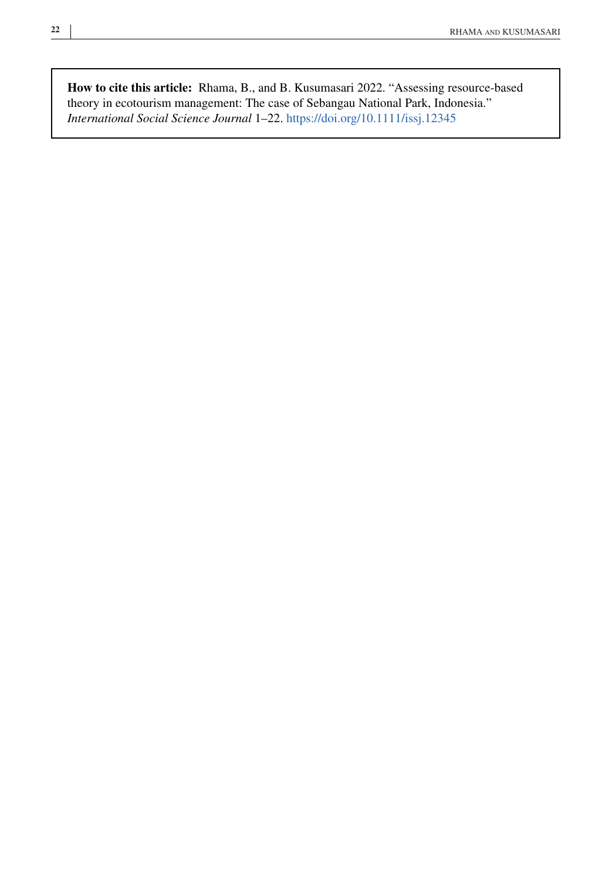**How to cite this article:** Rhama, B., and B. Kusumasari 2022. "Assessing resource-based theory in ecotourism management: The case of Sebangau National Park, Indonesia." *International Social Science Journal* 1–22. https://doi.org/10.1111/issj.12345